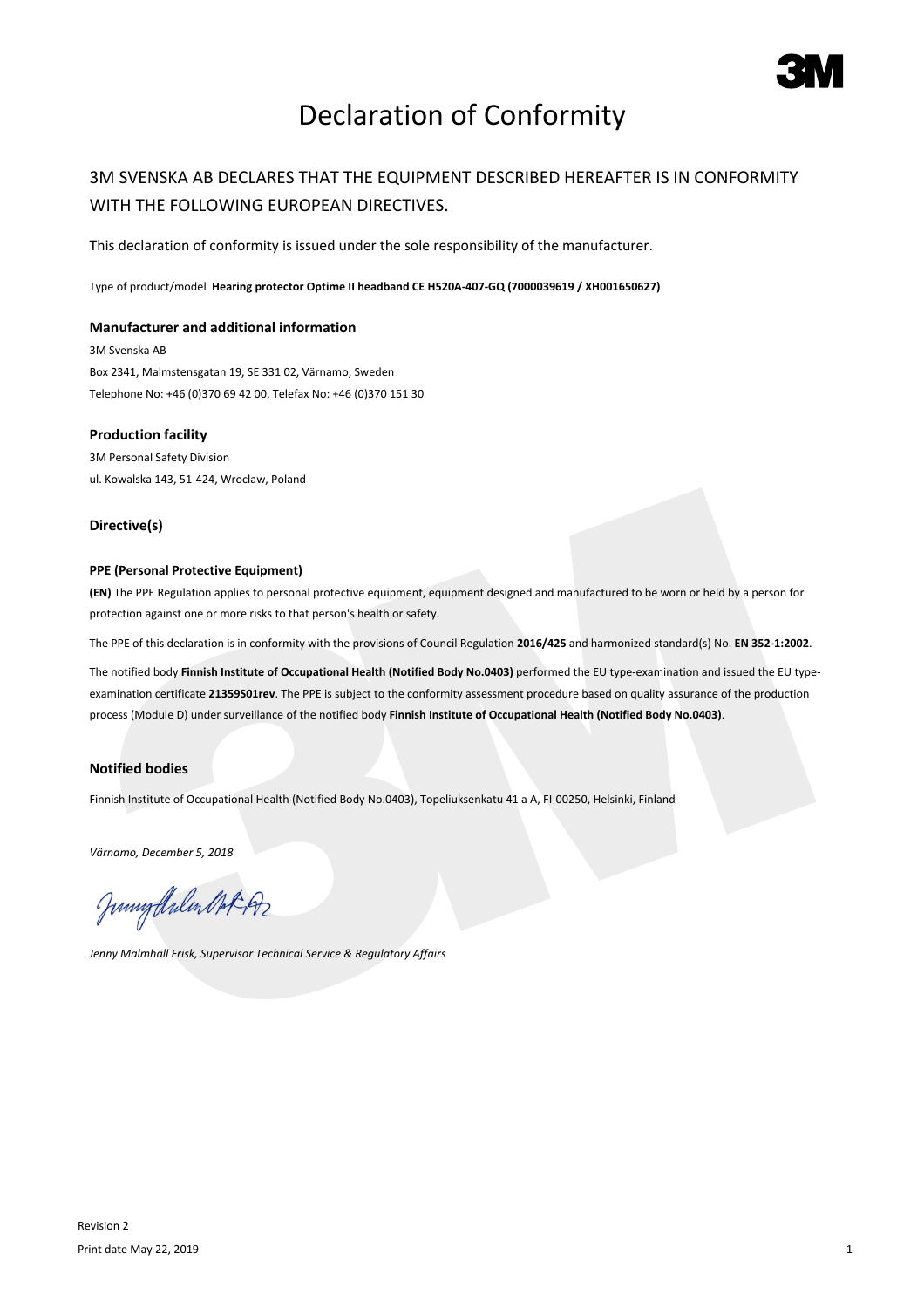# Declaration of Conformity

## 3M SVENSKA AB DECLARES THAT THE EQUIPMENT DESCRIBED HEREAFTER IS IN CONFORMITY WITH THE FOLLOWING EUROPEAN DIRECTIVES.

This declaration of conformity is issued under the sole responsibility of the manufacturer.

Type of product/model **Hearing protector Optime II headband CE H520A-407-GQ (7000039619 / XH001650627)**

### Manufacturer and additional information

3M Svenska AB
Box 2341, Malmstensgatan 19, SE 331 02, Värnamo, Sweden
Telephone No: +46 (0)370 69 42 00, Telefax No: +46 (0)370 151 30

### Production facility

3M Personal Safety Division
ul. Kowalska 143, 51-424, Wroclaw, Poland

### Directive(s)

**PPE (Personal Protective Equipment)**

**(EN)** The PPE Regulation applies to personal protective equipment, equipment designed and manufactured to be worn or held by a person for protection against one or more risks to that person's health or safety.

The PPE of this declaration is in conformity with the provisions of Council Regulation **2016/425** and harmonized standard(s) No. **EN 352-1:2002**.

The notified body **Finnish Institute of Occupational Health (Notified Body No.0403)** performed the EU type-examination and issued the EU type-examination certificate **21359S01rev**. The PPE is subject to the conformity assessment procedure based on quality assurance of the production process (Module D) under surveillance of the notified body **Finnish Institute of Occupational Health (Notified Body No.0403)**.

### Notified bodies

Finnish Institute of Occupational Health (Notified Body No.0403), Topeliuksenkatu 41 a A, FI-00250, Helsinki, Finland

*Värnamo, December 5, 2018*

*Jenny Malmhäll Frisk, Supervisor Technical Service & Regulatory Affairs*

Revision 2
Print date May 22, 2019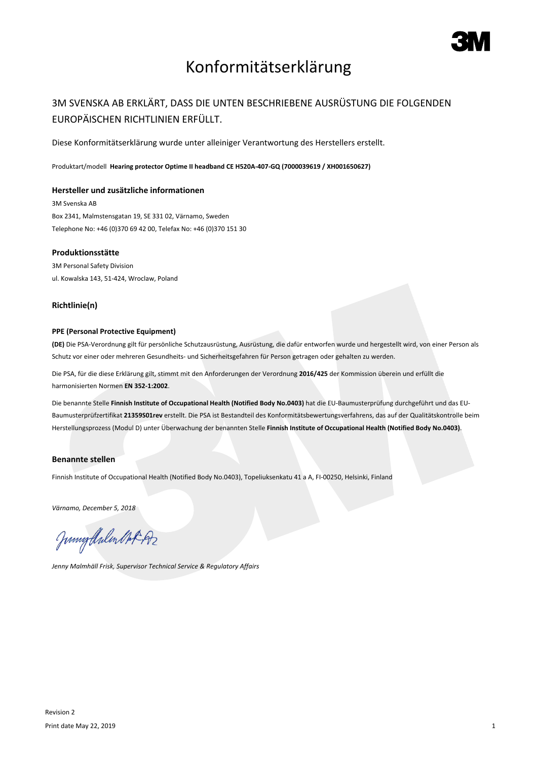# Konformitätserklärung

## 3M SVENSKA AB ERKLÄRT, DASS DIE UNTEN BESCHRIEBENE AUSRÜSTUNG DIE FOLGENDEN EUROPÄISCHEN RICHTLINIEN ERFÜLLT.

Diese Konformitätserklärung wurde unter alleiniger Verantwortung des Herstellers erstellt.

Produktart/modell **Hearing protector Optime II headband CE H520A-407-GQ (7000039619 / XH001650627)**

### Hersteller und zusätzliche informationen

3M Svenska AB
Box 2341, Malmstensgatan 19, SE 331 02, Värnamo, Sweden
Telephone No: +46 (0)370 69 42 00, Telefax No: +46 (0)370 151 30

### Produktionsstätte

3M Personal Safety Division
ul. Kowalska 143, 51-424, Wroclaw, Poland

### Richtlinie(n)

#### PPE (Personal Protective Equipment)

**(DE)** Die PSA-Verordnung gilt für persönliche Schutzausrüstung, Ausrüstung, die dafür entworfen wurde und hergestellt wird, von einer Person als Schutz vor einer oder mehreren Gesundheits- und Sicherheitsgefahren für Person getragen oder gehalten zu werden.

Die PSA, für die diese Erklärung gilt, stimmt mit den Anforderungen der Verordnung **2016/425** der Kommission überein und erfüllt die harmonisierten Normen **EN 352-1:2002**.

Die benannte Stelle **Finnish Institute of Occupational Health (Notified Body No.0403)** hat die EU-Baumusterprüfung durchgeführt und das EU-Baumusterprüfzertifikat **21359S01rev** erstellt. Die PSA ist Bestandteil des Konformitätsbewertungsverfahrens, das auf der Qualitätskontrolle beim Herstellungsprozess (Modul D) unter Überwachung der benannten Stelle **Finnish Institute of Occupational Health (Notified Body No.0403)**.

### Benannte stellen

Finnish Institute of Occupational Health (Notified Body No.0403), Topeliuksenkatu 41 a A, FI-00250, Helsinki, Finland

*Värnamo, December 5, 2018*

*Jenny Malmhäll Frisk, Supervisor Technical Service & Regulatory Affairs*

Revision 2
Print date May 22, 2019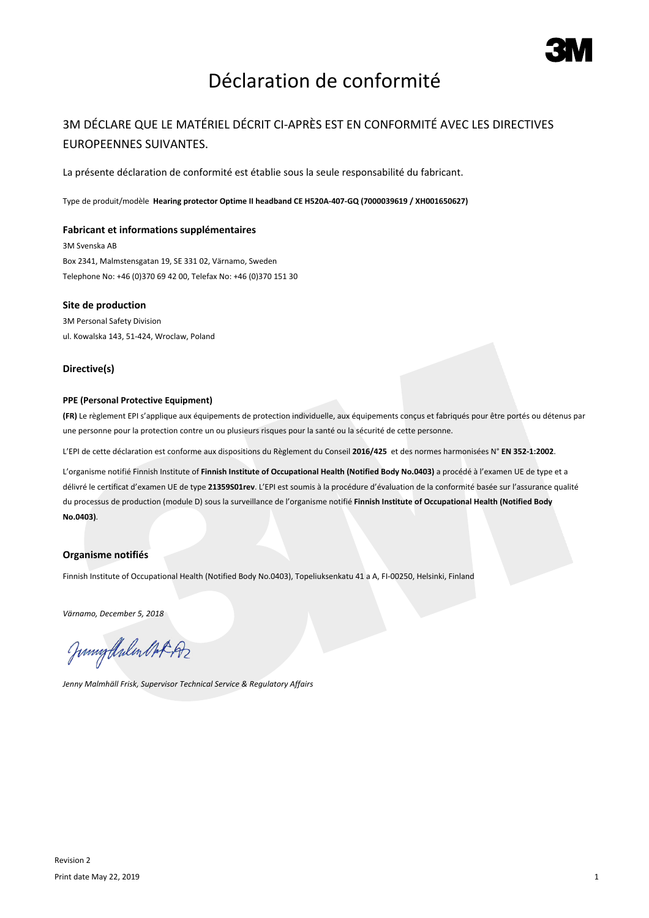# Déclaration de conformité

## 3M DÉCLARE QUE LE MATÉRIEL DÉCRIT CI-APRÈS EST EN CONFORMITÉ AVEC LES DIRECTIVES EUROPEENNES SUIVANTES.

La présente déclaration de conformité est établie sous la seule responsabilité du fabricant.

Type de produit/modèle **Hearing protector Optime II headband CE H520A-407-GQ (7000039619 / XH001650627)**

### Fabricant et informations supplémentaires

3M Svenska AB
Box 2341, Malmstensgatan 19, SE 331 02, Värnamo, Sweden
Telephone No: +46 (0)370 69 42 00, Telefax No: +46 (0)370 151 30

### Site de production

3M Personal Safety Division
ul. Kowalska 143, 51-424, Wroclaw, Poland

### Directive(s)

**PPE (Personal Protective Equipment)**

**(FR)** Le règlement EPI s'applique aux équipements de protection individuelle, aux équipements conçus et fabriqués pour être portés ou détenus par une personne pour la protection contre un ou plusieurs risques pour la santé ou la sécurité de cette personne.

L'EPI de cette déclaration est conforme aux dispositions du Règlement du Conseil **2016/425** et des normes harmonisées N° **EN 352-1:2002**.

L'organisme notifié Finnish Institute of **Finnish Institute of Occupational Health (Notified Body No.0403)** a procédé à l'examen UE de type et a délivré le certificat d'examen UE de type **21359S01rev**. L'EPI est soumis à la procédure d'évaluation de la conformité basée sur l'assurance qualité du processus de production (module D) sous la surveillance de l'organisme notifié **Finnish Institute of Occupational Health (Notified Body No.0403)**.

### Organisme notifiés

Finnish Institute of Occupational Health (Notified Body No.0403), Topeliuksenkatu 41 a A, FI-00250, Helsinki, Finland

*Värnamo, December 5, 2018*

*Jenny Malmhäll Frisk, Supervisor Technical Service & Regulatory Affairs*

Revision 2
Print date May 22, 2019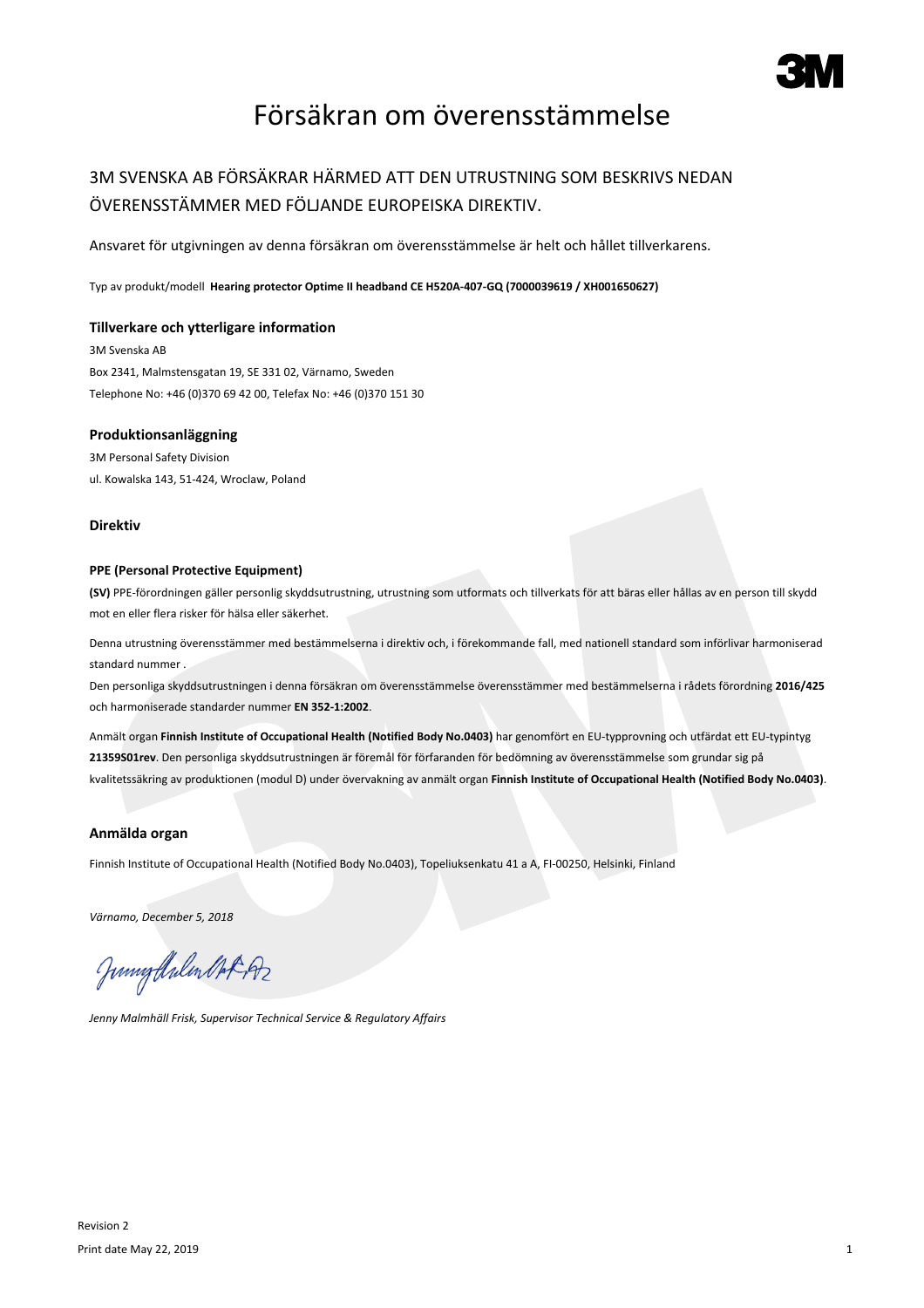# Försäkran om överensstämmelse

## 3M SVENSKA AB FÖRSÄKRAR HÄRMED ATT DEN UTRUSTNING SOM BESKRIVS NEDAN ÖVERENSSTÄMMER MED FÖLJANDE EUROPEISKA DIREKTIV.

Ansvaret för utgivningen av denna försäkran om överensstämmelse är helt och hållet tillverkarens.

Typ av produkt/modell **Hearing protector Optime II headband CE H520A-407-GQ (7000039619 / XH001650627)**

### Tillverkare och ytterligare information

3M Svenska AB
Box 2341, Malmstensgatan 19, SE 331 02, Värnamo, Sweden
Telephone No: +46 (0)370 69 42 00, Telefax No: +46 (0)370 151 30

### Produktionsanläggning

3M Personal Safety Division
ul. Kowalska 143, 51-424, Wroclaw, Poland

### Direktiv

**PPE (Personal Protective Equipment)**

**(SV)** PPE-förordningen gäller personlig skyddsutrustning, utrustning som utformats och tillverkats för att bäras eller hållas av en person till skydd mot en eller flera risker för hälsa eller säkerhet.

Denna utrustning överensstämmer med bestämmelserna i direktiv och, i förekommande fall, med nationell standard som införlivar harmoniserad standard nummer .
Den personliga skyddsutrustningen i denna försäkran om överensstämmelse överensstämmer med bestämmelserna i rådets förordning **2016/425** och harmoniserade standarder nummer **EN 352-1:2002**.

Anmält organ **Finnish Institute of Occupational Health (Notified Body No.0403)** har genomfört en EU-typprovning och utfärdat ett EU-typintyg **21359S01rev**. Den personliga skyddsutrustningen är föremål för förfaranden för bedömning av överensstämmelse som grundar sig på kvalitetssäkring av produktionen (modul D) under övervakning av anmält organ **Finnish Institute of Occupational Health (Notified Body No.0403)**.

### Anmälda organ

Finnish Institute of Occupational Health (Notified Body No.0403), Topeliuksenkatu 41 a A, FI-00250, Helsinki, Finland

*Värnamo, December 5, 2018*

*Jenny Malmhäll Frisk, Supervisor Technical Service & Regulatory Affairs*

Revision 2
Print date May 22, 2019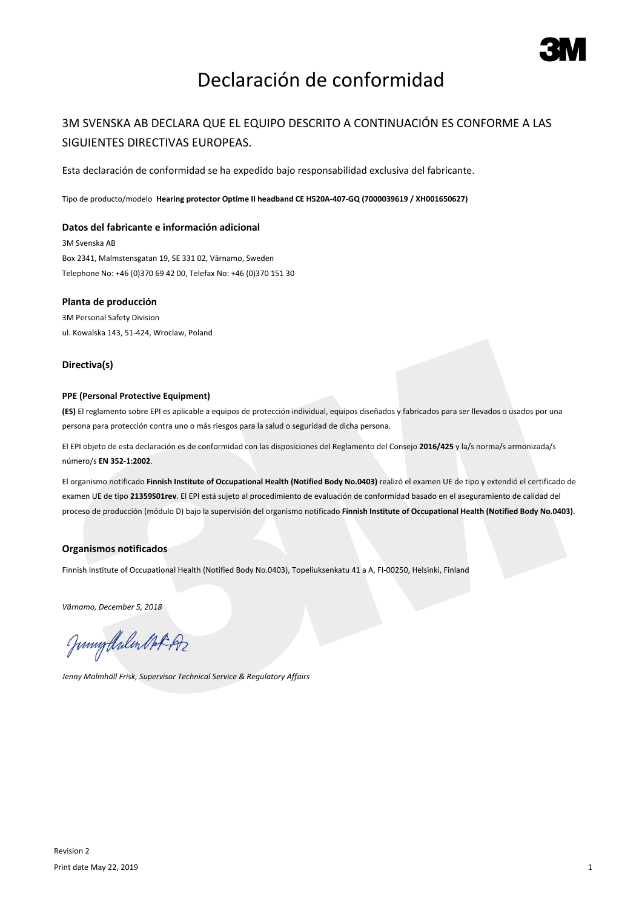# Declaración de conformidad

## 3M SVENSKA AB DECLARA QUE EL EQUIPO DESCRITO A CONTINUACIÓN ES CONFORME A LAS SIGUIENTES DIRECTIVAS EUROPEAS.

Esta declaración de conformidad se ha expedido bajo responsabilidad exclusiva del fabricante.

Tipo de producto/modelo **Hearing protector Optime II headband CE H520A-407-GQ (7000039619 / XH001650627)**

### Datos del fabricante e información adicional

3M Svenska AB
Box 2341, Malmstensgatan 19, SE 331 02, Värnamo, Sweden
Telephone No: +46 (0)370 69 42 00, Telefax No: +46 (0)370 151 30

### Planta de producción

3M Personal Safety Division
ul. Kowalska 143, 51-424, Wroclaw, Poland

### Directiva(s)

**PPE (Personal Protective Equipment)**

**(ES)** El reglamento sobre EPI es aplicable a equipos de protección individual, equipos diseñados y fabricados para ser llevados o usados por una persona para protección contra uno o más riesgos para la salud o seguridad de dicha persona.

El EPI objeto de esta declaración es de conformidad con las disposiciones del Reglamento del Consejo **2016/425** y la/s norma/s armonizada/s número/s **EN 352-1:2002**.

El organismo notificado **Finnish Institute of Occupational Health (Notified Body No.0403)** realizó el examen UE de tipo y extendió el certificado de examen UE de tipo **21359S01rev**. El EPI está sujeto al procedimiento de evaluación de conformidad basado en el aseguramiento de calidad del proceso de producción (módulo D) bajo la supervisión del organismo notificado **Finnish Institute of Occupational Health (Notified Body No.0403)**.

### Organismos notificados

Finnish Institute of Occupational Health (Notified Body No.0403), Topeliuksenkatu 41 a A, FI-00250, Helsinki, Finland

*Värnamo, December 5, 2018*

*Jenny Malmhäll Frisk, Supervisor Technical Service & Regulatory Affairs*

Revision 2
Print date May 22, 2019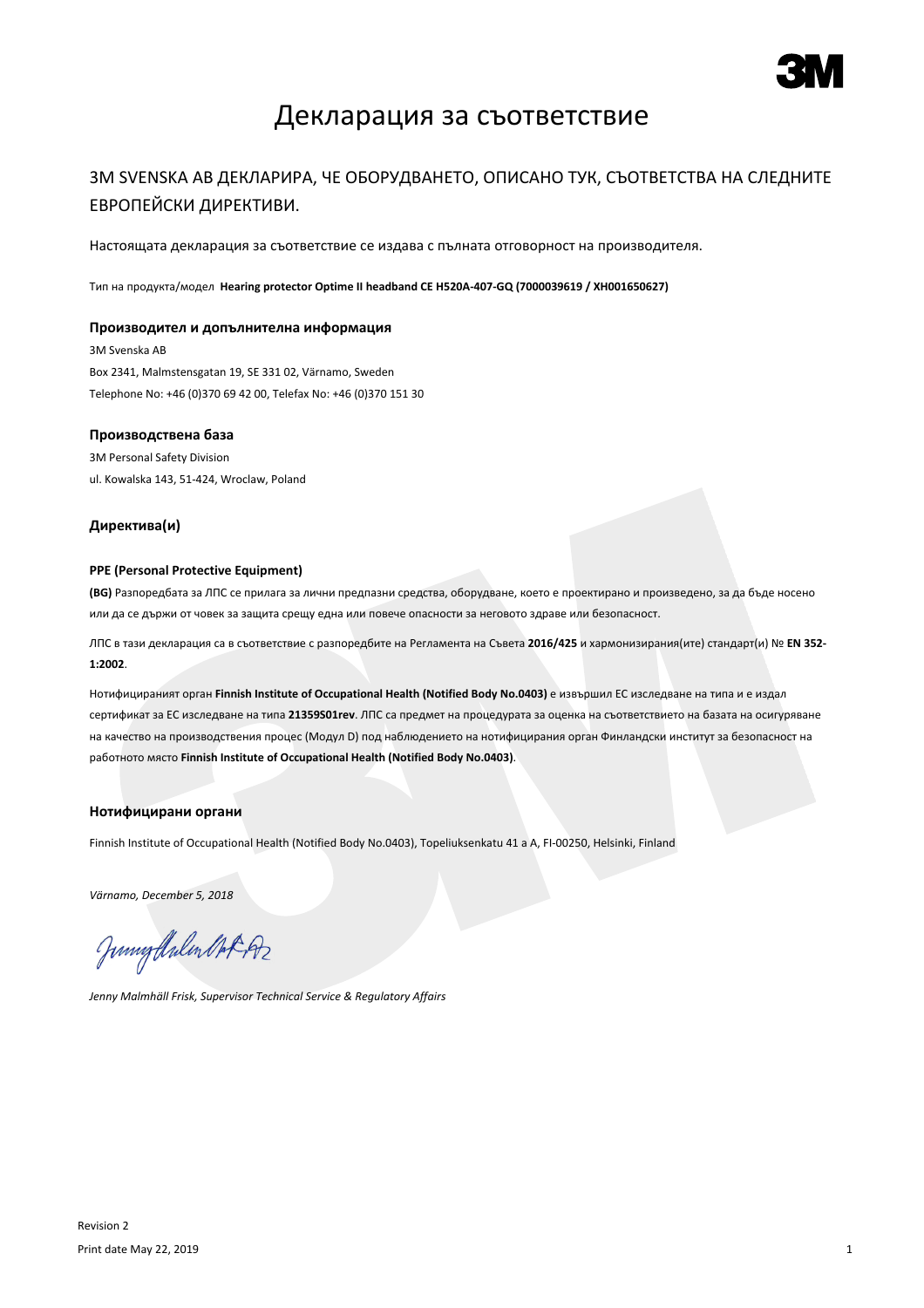// 3M

# Декларация за съответствие

## 3M SVENSKA AB ДЕКЛАРИРА, ЧЕ ОБОРУДВАНЕТО, ОПИСАНО ТУК, СЪОТВЕТСТВА НА СЛЕДНИТЕ ЕВРОПЕЙСКИ ДИРЕКТИВИ.

Настоящата декларация за съответствие се издава с пълната отговорност на производителя.

Тип на продукта/модел **Hearing protector Optime II headband CE H520A-407-GQ (7000039619 / XH001650627)**

### Производител и допълнителна информация

3M Svenska AB
Box 2341, Malmstensgatan 19, SE 331 02, Värnamo, Sweden
Telephone No: +46 (0)370 69 42 00, Telefax No: +46 (0)370 151 30

### Производствена база

3M Personal Safety Division
ul. Kowalska 143, 51-424, Wroclaw, Poland

### Директива(и)

**PPE (Personal Protective Equipment)**

**(BG)** Разпоредбата за ЛПС се прилага за лични предпазни средства, оборудване, което е проектирано и произведено, за да бъде носено или да се държи от човек за защита срещу една или повече опасности за неговото здраве или безопасност.

ЛПС в тази декларация са в съответствие с разпоредбите на Регламента на Съвета **2016/425** и хармонизирания(ите) стандарт(и) № **EN 352-1:2002**.

Нотифицираният орган **Finnish Institute of Occupational Health (Notified Body No.0403)** е извършил ЕС изследване на типа и е издал сертификат за ЕС изследване на типа **21359S01rev**. ЛПС са предмет на процедурата за оценка на съответствието на базата на осигуряване на качество на производствения процес (Модул D) под наблюдението на нотифицирания орган Финландски институт за безопасност на работното място **Finnish Institute of Occupational Health (Notified Body No.0403)**.

### Нотифицирани органи

Finnish Institute of Occupational Health (Notified Body No.0403), Topeliuksenkatu 41 a A, FI-00250, Helsinki, Finland

*Värnamo, December 5, 2018*

*Jenny Malmhäll Frisk, Supervisor Technical Service & Regulatory Affairs*

Revision 2
Print date May 22, 2019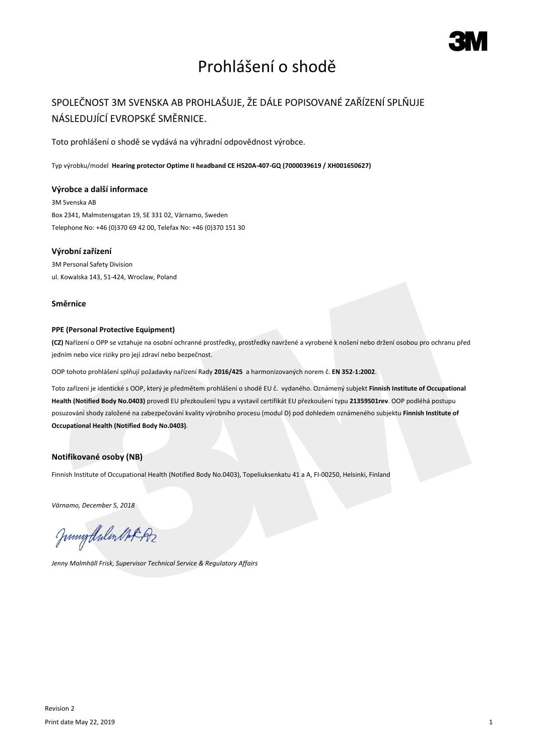# Prohlášení o shodě

## SPOLEČNOST 3M SVENSKA AB PROHLAŠUJE, ŽE DÁLE POPISOVANÉ ZAŘÍZENÍ SPLŇUJE NÁSLEDUJÍCÍ EVROPSKÉ SMĚRNICE.

Toto prohlášení o shodě se vydává na výhradní odpovědnost výrobce.

Typ výrobku/model **Hearing protector Optime II headband CE H520A-407-GQ (7000039619 / XH001650627)**

### Výrobce a další informace

3M Svenska AB
Box 2341, Malmstensgatan 19, SE 331 02, Värnamo, Sweden
Telephone No: +46 (0)370 69 42 00, Telefax No: +46 (0)370 151 30

### Výrobní zařízení

3M Personal Safety Division
ul. Kowalska 143, 51-424, Wroclaw, Poland

### Směrnice

**PPE (Personal Protective Equipment)**

**(CZ)** Nařízení o OPP se vztahuje na osobní ochranné prostředky, prostředky navržené a vyrobené k nošení nebo držení osobou pro ochranu před jedním nebo více riziky pro její zdraví nebo bezpečnost.

OOP tohoto prohlášení splňují požadavky nařízení Rady **2016/425** a harmonizovaných norem č. **EN 352-1:2002**.

Toto zařízení je identické s OOP, který je předmětem prohlášení o shodě EU č. vydaného. Oznámený subjekt **Finnish Institute of Occupational Health (Notified Body No.0403)** provedl EU přezkoušení typu a vystavil certifikát EU přezkoušení typu **21359S01rev**. OOP podléhá postupu posuzování shody založené na zabezpečování kvality výrobního procesu (modul D) pod dohledem oznámeného subjektu **Finnish Institute of Occupational Health (Notified Body No.0403)**.

### Notifikované osoby (NB)

Finnish Institute of Occupational Health (Notified Body No.0403), Topeliuksenkatu 41 a A, FI-00250, Helsinki, Finland

*Värnamo, December 5, 2018*

*Jenny Malmhäll Frisk, Supervisor Technical Service & Regulatory Affairs*

Revision 2
Print date May 22, 2019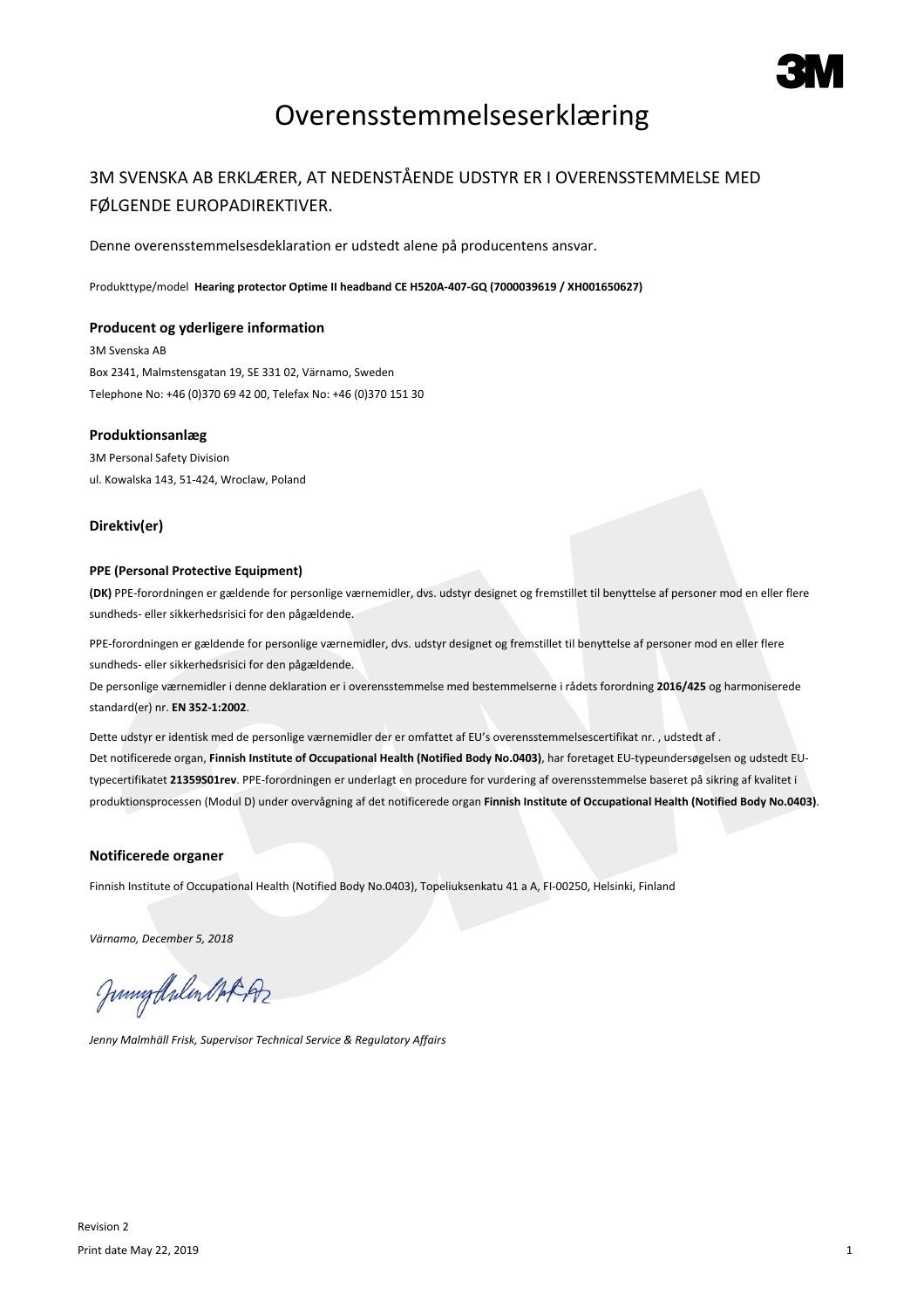# Overensstemmelseserklæring

## 3M SVENSKA AB ERKLÆRER, AT NEDENSTÅENDE UDSTYR ER I OVERENSSTEMMELSE MED FØLGENDE EUROPADIREKTIVER.

Denne overensstemmelsesdeklaration er udstedt alene på producentens ansvar.

Produkttype/model **Hearing protector Optime II headband CE H520A-407-GQ (7000039619 / XH001650627)**

### Producent og yderligere information

3M Svenska AB
Box 2341, Malmstensgatan 19, SE 331 02, Värnamo, Sweden
Telephone No: +46 (0)370 69 42 00, Telefax No: +46 (0)370 151 30

### Produktionsanlæg

3M Personal Safety Division
ul. Kowalska 143, 51-424, Wroclaw, Poland

### Direktiv(er)

**PPE (Personal Protective Equipment)**

**(DK)** PPE-forordningen er gældende for personlige værnemidler, dvs. udstyr designet og fremstillet til benyttelse af personer mod en eller flere sundheds- eller sikkerhedsrisici for den pågældende.

PPE-forordningen er gældende for personlige værnemidler, dvs. udstyr designet og fremstillet til benyttelse af personer mod en eller flere sundheds- eller sikkerhedsrisici for den pågældende.
De personlige værnemidler i denne deklaration er i overensstemmelse med bestemmelserne i rådets forordning **2016/425** og harmoniserede standard(er) nr. **EN 352-1:2002**.

Dette udstyr er identisk med de personlige værnemidler der er omfattet af EU's overensstemmelsescertifikat nr. , udstedt af .
Det notificerede organ, **Finnish Institute of Occupational Health (Notified Body No.0403)**, har foretaget EU-typeundersøgelsen og udstedt EU-typecertifikatet **21359S01rev**. PPE-forordningen er underlagt en procedure for vurdering af overensstemmelse baseret på sikring af kvalitet i produktionsprocessen (Modul D) under overvågning af det notificerede organ **Finnish Institute of Occupational Health (Notified Body No.0403)**.

### Notificerede organer

Finnish Institute of Occupational Health (Notified Body No.0403), Topeliuksenkatu 41 a A, FI-00250, Helsinki, Finland

*Värnamo, December 5, 2018*

*Jenny Malmhäll Frisk, Supervisor Technical Service & Regulatory Affairs*

Revision 2
Print date May 22, 2019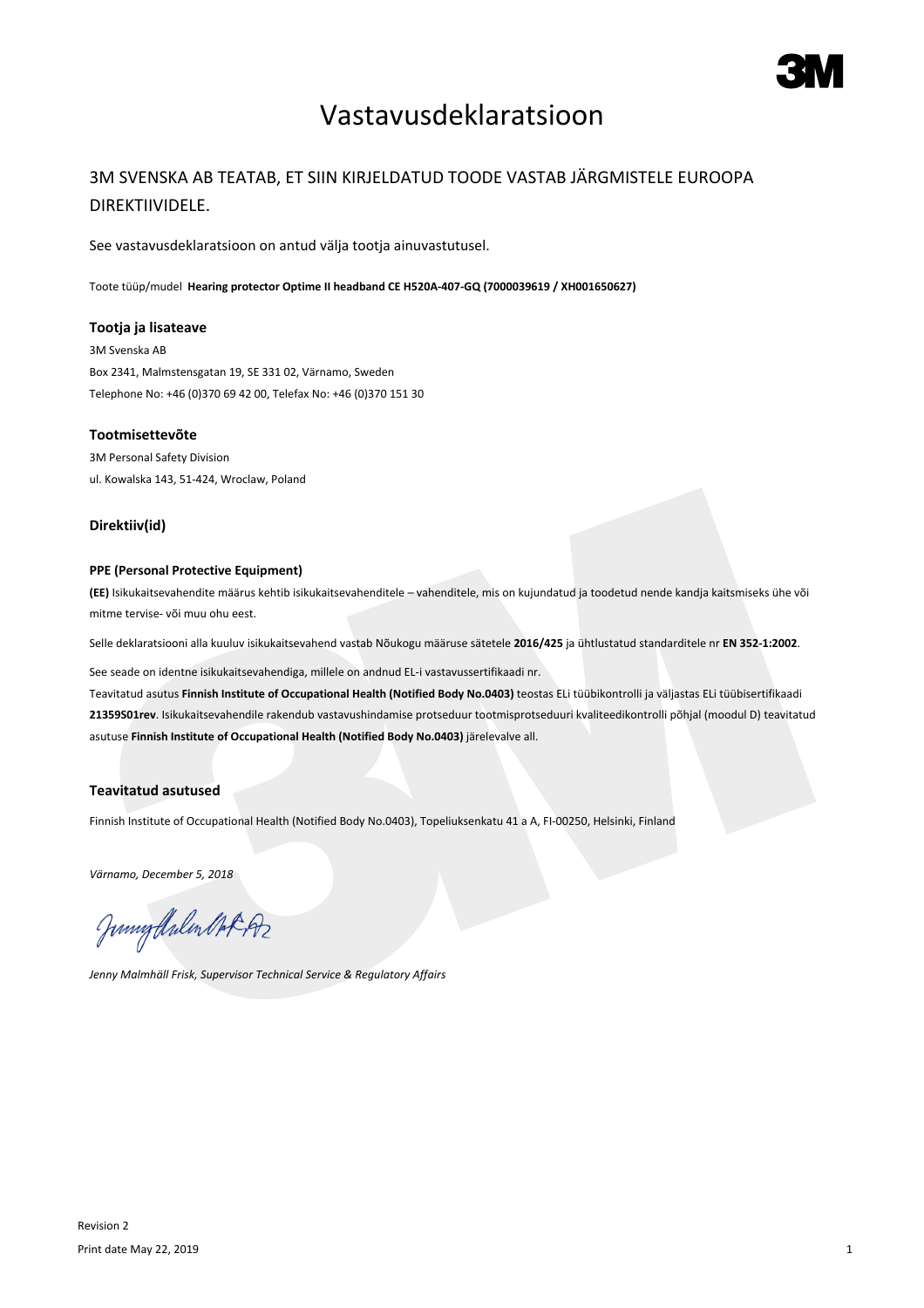# Vastavusdeklaratsioon

## 3M SVENSKA AB TEATAB, ET SIIN KIRJELDATUD TOODE VASTAB JÄRGMISTELE EUROOPA DIREKTIIVIDELE.

See vastavusdeklaratsioon on antud välja tootja ainuvastutusel.

Toote tüüp/mudel **Hearing protector Optime II headband CE H520A-407-GQ (7000039619 / XH001650627)**

### Tootja ja lisateave

3M Svenska AB
Box 2341, Malmstensgatan 19, SE 331 02, Värnamo, Sweden
Telephone No: +46 (0)370 69 42 00, Telefax No: +46 (0)370 151 30

### Tootmisettevõte

3M Personal Safety Division
ul. Kowalska 143, 51-424, Wroclaw, Poland

### Direktiiv(id)

**PPE (Personal Protective Equipment)**

**(EE)** Isikukaitsevahendite määrus kehtib isikukaitsevahenditele – vahenditele, mis on kujundatud ja toodetud nende kandja kaitsmiseks ühe või mitme tervise- või muu ohu eest.

Selle deklaratsiooni alla kuuluv isikukaitsevahend vastab Nõukogu määruse sätetele **2016/425** ja ühtlustatud standarditele nr **EN 352-1:2002**.

See seade on identne isikukaitsevahendiga, millele on andnud EL-i vastavussertifikaadi nr.
Teavitatud asutus **Finnish Institute of Occupational Health (Notified Body No.0403)** teostas ELi tüübikontrolli ja väljastas ELi tüübisertifikaadi **21359S01rev**. Isikukaitsevahendile rakendub vastavushindamise protseduur tootmisprotseduuri kvaliteedikontrolli põhjal (moodul D) teavitatud asutuse **Finnish Institute of Occupational Health (Notified Body No.0403)** järelevalve all.

### Teavitatud asutused

Finnish Institute of Occupational Health (Notified Body No.0403), Topeliuksenkatu 41 a A, FI-00250, Helsinki, Finland

*Värnamo, December 5, 2018*

*Jenny Malmhäll Frisk, Supervisor Technical Service & Regulatory Affairs*

Revision 2
Print date May 22, 2019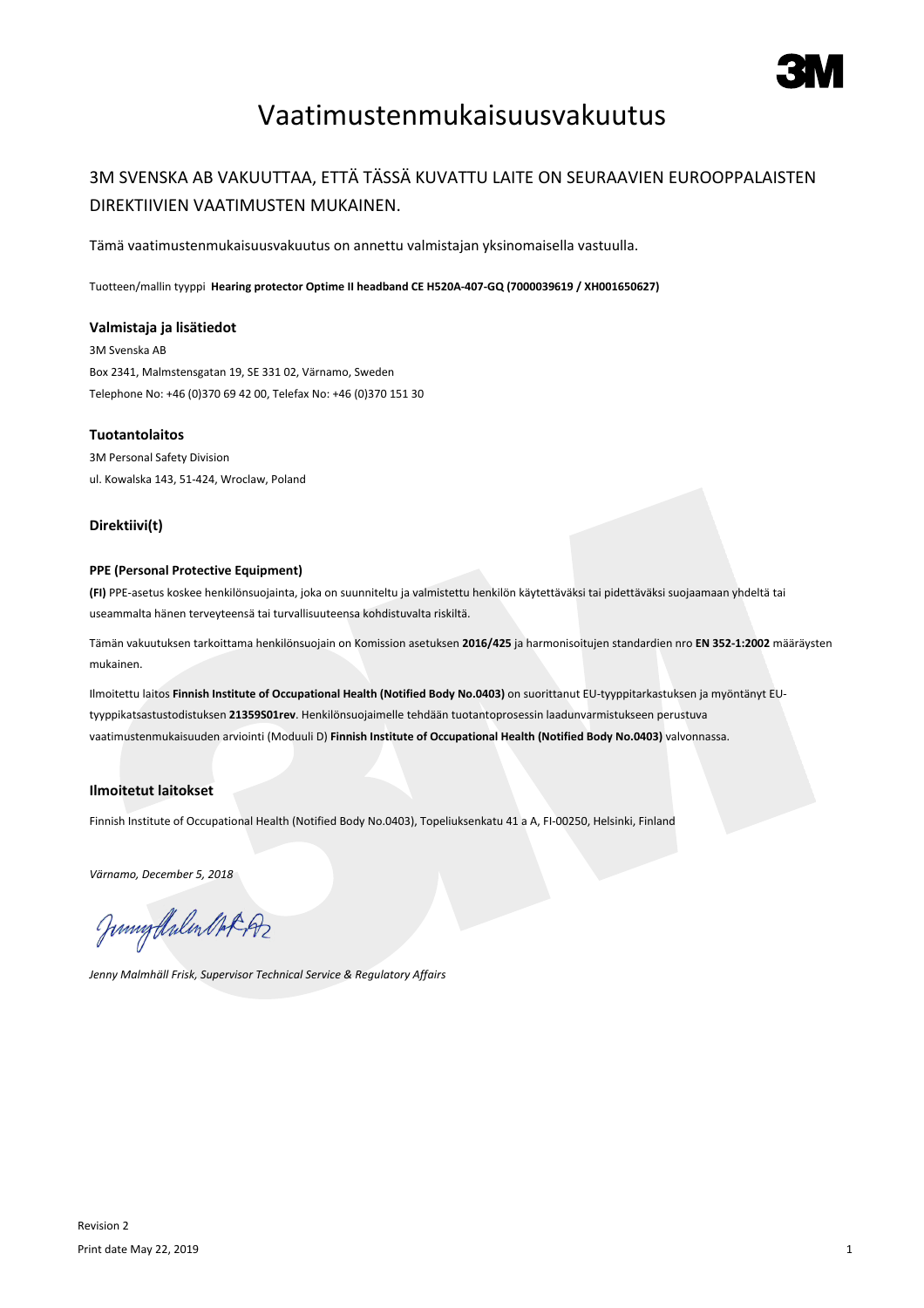# Vaatimustenmukaisuusvakuutus

## 3M SVENSKA AB VAKUUTTAA, ETTÄ TÄSSÄ KUVATTU LAITE ON SEURAAVIEN EUROOPPALAISTEN DIREKTIIVIEN VAATIMUSTEN MUKAINEN.

Tämä vaatimustenmukaisuusvakuutus on annettu valmistajan yksinomaisella vastuulla.

Tuotteen/mallin tyyppi **Hearing protector Optime II headband CE H520A-407-GQ (7000039619 / XH001650627)**

### Valmistaja ja lisätiedot

3M Svenska AB
Box 2341, Malmstensgatan 19, SE 331 02, Värnamo, Sweden
Telephone No: +46 (0)370 69 42 00, Telefax No: +46 (0)370 151 30

### Tuotantolaitos

3M Personal Safety Division
ul. Kowalska 143, 51-424, Wroclaw, Poland

### Direktiivi(t)

**PPE (Personal Protective Equipment)**

**(FI)** PPE-asetus koskee henkilönsuojainta, joka on suunniteltu ja valmistettu henkilön käytettäväksi tai pidettäväksi suojaamaan yhdeltä tai useammalta hänen terveyteensä tai turvallisuuteensa kohdistuvalta riskiltä.

Tämän vakuutuksen tarkoittama henkilönsuojain on Komission asetuksen **2016/425** ja harmonisoitujen standardien nro **EN 352-1:2002** määräysten mukainen.

Ilmoitettu laitos **Finnish Institute of Occupational Health (Notified Body No.0403)** on suorittanut EU-tyyppitarkastuksen ja myöntänyt EU-tyyppikatsastustodistuksen **21359S01rev**. Henkilönsuojaimelle tehdään tuotantoprosessin laadunvarmistukseen perustuva vaatimustenmukaisuuden arviointi (Moduuli D) **Finnish Institute of Occupational Health (Notified Body No.0403)** valvonnassa.

### Ilmoitetut laitokset

Finnish Institute of Occupational Health (Notified Body No.0403), Topeliuksenkatu 41 a A, FI-00250, Helsinki, Finland

*Värnamo, December 5, 2018*

*Jenny Malmhäll Frisk, Supervisor Technical Service & Regulatory Affairs*

Revision 2
Print date May 22, 2019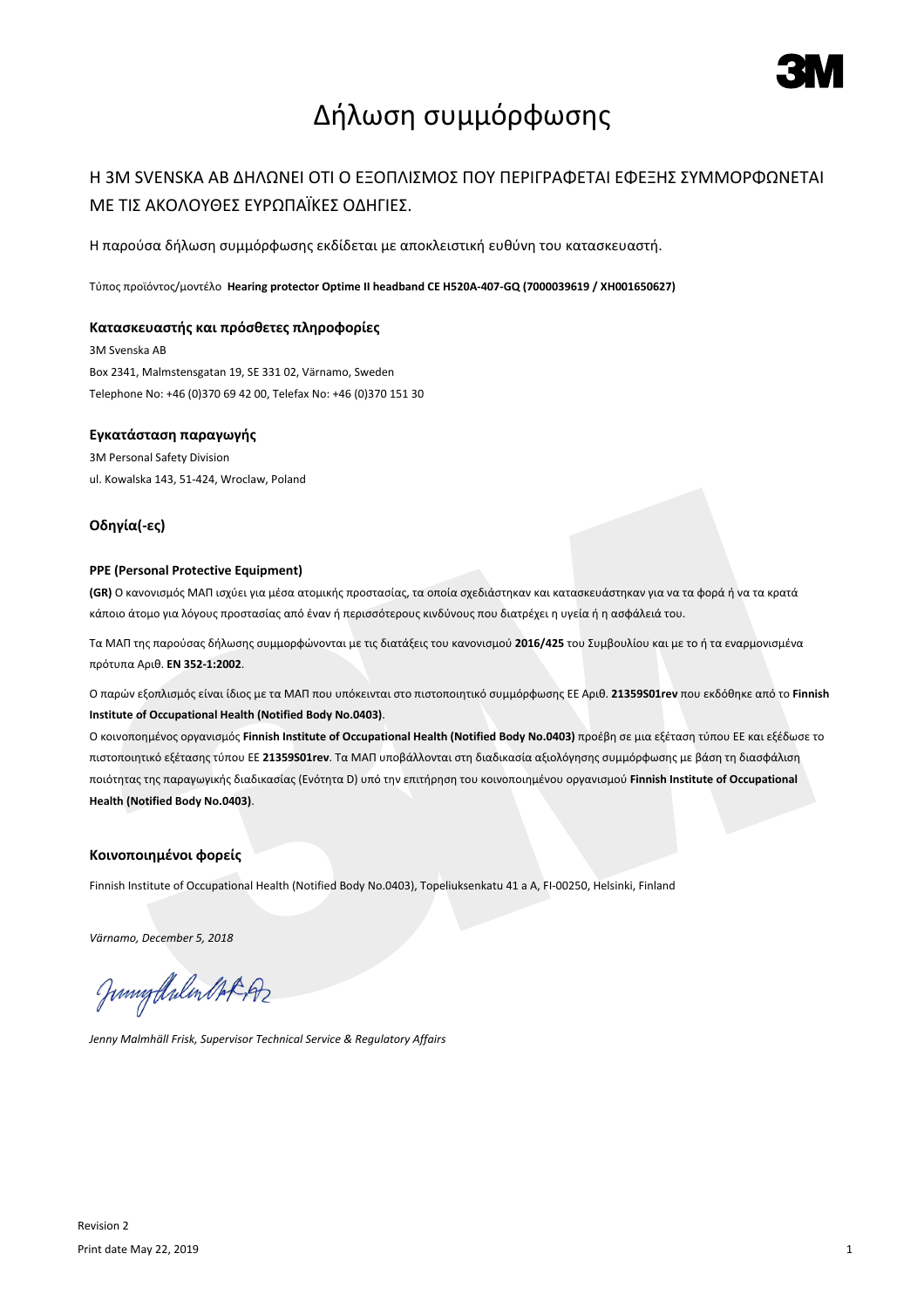# Δήλωση συμμόρφωσης

## Η 3M SVENSKA AB ΔΗΛΩΝΕΙ ΟΤΙ Ο ΕΞΟΠΛΙΣΜΟΣ ΠΟΥ ΠΕΡΙΓΡΑΦΕΤΑΙ ΕΦΕΞΗΣ ΣΥΜΜΟΡΦΩΝΕΤΑΙ ΜΕ ΤΙΣ ΑΚΟΛΟΥΘΕΣ ΕΥΡΩΠΑΪΚΕΣ ΟΔΗΓΙΕΣ.

Η παρούσα δήλωση συμμόρφωσης εκδίδεται με αποκλειστική ευθύνη του κατασκευαστή.

Τύπος προϊόντος/μοντέλο **Hearing protector Optime II headband CE H520A-407-GQ (7000039619 / XH001650627)**

### Κατασκευαστής και πρόσθετες πληροφορίες

3M Svenska AB
Box 2341, Malmstensgatan 19, SE 331 02, Värnamo, Sweden
Telephone No: +46 (0)370 69 42 00, Telefax No: +46 (0)370 151 30

### Εγκατάσταση παραγωγής

3M Personal Safety Division
ul. Kowalska 143, 51-424, Wroclaw, Poland

### Οδηγία(-ες)

#### PPE (Personal Protective Equipment)

**(GR)** Ο κανονισμός ΜΑΠ ισχύει για μέσα ατομικής προστασίας, τα οποία σχεδιάστηκαν και κατασκευάστηκαν για να τα φορά ή να τα κρατά κάποιο άτομο για λόγους προστασίας από έναν ή περισσότερους κινδύνους που διατρέχει η υγεία ή η ασφάλειά του.

Τα ΜΑΠ της παρούσας δήλωσης συμμορφώνονται με τις διατάξεις του κανονισμού **2016/425** του Συμβουλίου και με το ή τα εναρμονισμένα πρότυπα Αριθ. **EN 352-1:2002**.

Ο παρών εξοπλισμός είναι ίδιος με τα ΜΑΠ που υπόκειται στο πιστοποιητικό συμμόρφωσης ΕΕ Αριθ. **21359S01rev** που εκδόθηκε από το **Finnish Institute of Occupational Health (Notified Body No.0403)**.
Ο κοινοποιημένος οργανισμός **Finnish Institute of Occupational Health (Notified Body No.0403)** προέβη σε μια εξέταση τύπου ΕΕ και εξέδωσε το πιστοποιητικό εξέτασης τύπου ΕΕ **21359S01rev**. Τα ΜΑΠ υποβάλλονται στη διαδικασία αξιολόγησης συμμόρφωσης με βάση τη διασφάλιση ποιότητας της παραγωγικής διαδικασίας (Ενότητα D) υπό την επιτήρηση του κοινοποιημένου οργανισμού **Finnish Institute of Occupational Health (Notified Body No.0403)**.

### Κοινοποιημένοι φορείς

Finnish Institute of Occupational Health (Notified Body No.0403), Topeliuksenkatu 41 a A, FI-00250, Helsinki, Finland

*Värnamo, December 5, 2018*

*Jenny Malmhäll Frisk, Supervisor Technical Service & Regulatory Affairs*

Revision 2
Print date May 22, 2019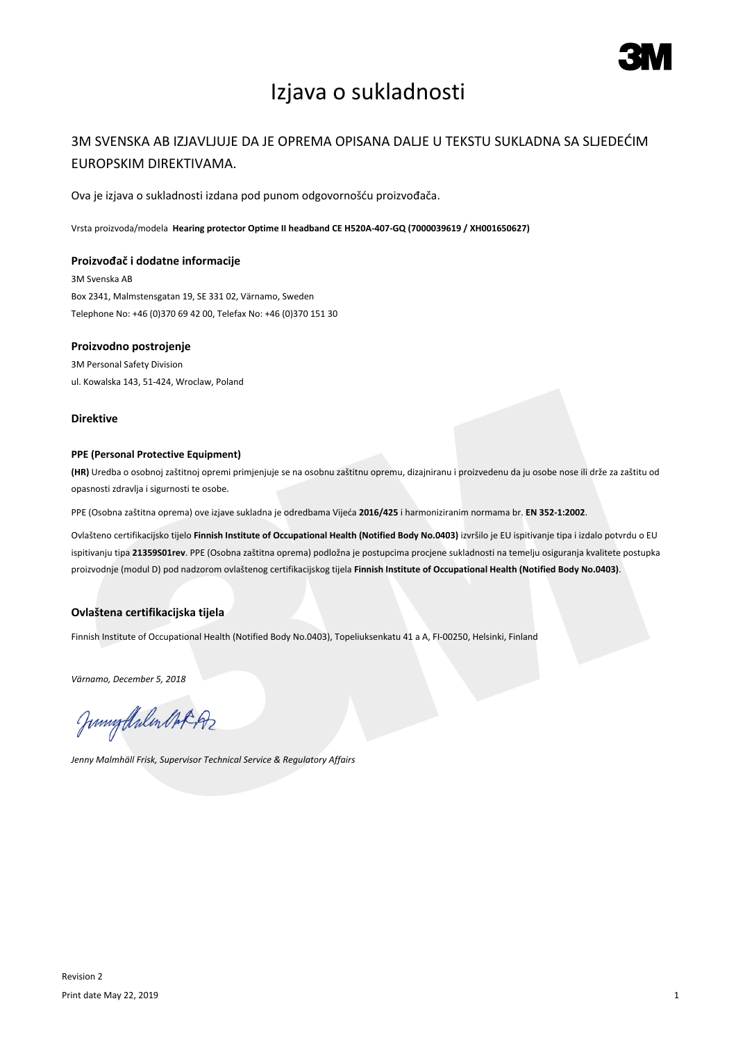# Izjava o sukladnosti

## 3M SVENSKA AB IZJAVLJUJE DA JE OPREMA OPISANA DALJE U TEKSTU SUKLADNA SA SLJEDEĆIM EUROPSKIM DIREKTIVAMA.

Ova je izjava o sukladnosti izdana pod punom odgovornošću proizvođača.

Vrsta proizvoda/modela **Hearing protector Optime II headband CE H520A-407-GQ (7000039619 / XH001650627)**

### Proizvođač i dodatne informacije

3M Svenska AB
Box 2341, Malmstensgatan 19, SE 331 02, Värnamo, Sweden
Telephone No: +46 (0)370 69 42 00, Telefax No: +46 (0)370 151 30

### Proizvodno postrojenje

3M Personal Safety Division
ul. Kowalska 143, 51-424, Wroclaw, Poland

### Direktive

**PPE (Personal Protective Equipment)**

**(HR)** Uredba o osobnoj zaštitnoj opremi primjenjuje se na osobnu zaštitnu opremu, dizajniranu i proizvedenu da ju osobe nose ili drže za zaštitu od opasnosti zdravlja i sigurnosti te osobe.

PPE (Osobna zaštitna oprema) ove izjave sukladna je odredbama Vijeća **2016/425** i harmoniziranim normama br. **EN 352-1:2002**.

Ovlašteno certifikacijsko tijelo **Finnish Institute of Occupational Health (Notified Body No.0403)** izvršilo je EU ispitivanje tipa i izdalo potvrdu o EU ispitivanju tipa **21359S01rev**. PPE (Osobna zaštitna oprema) podložna je postupcima procjene sukladnosti na temelju osiguranja kvalitete postupka proizvodnje (modul D) pod nadzorom ovlaštenog certifikacijskog tijela **Finnish Institute of Occupational Health (Notified Body No.0403)**.

### Ovlaštena certifikacijska tijela

Finnish Institute of Occupational Health (Notified Body No.0403), Topeliuksenkatu 41 a A, FI-00250, Helsinki, Finland

*Värnamo, December 5, 2018*

*Jenny Malmhäll Frisk, Supervisor Technical Service & Regulatory Affairs*

Revision 2
Print date May 22, 2019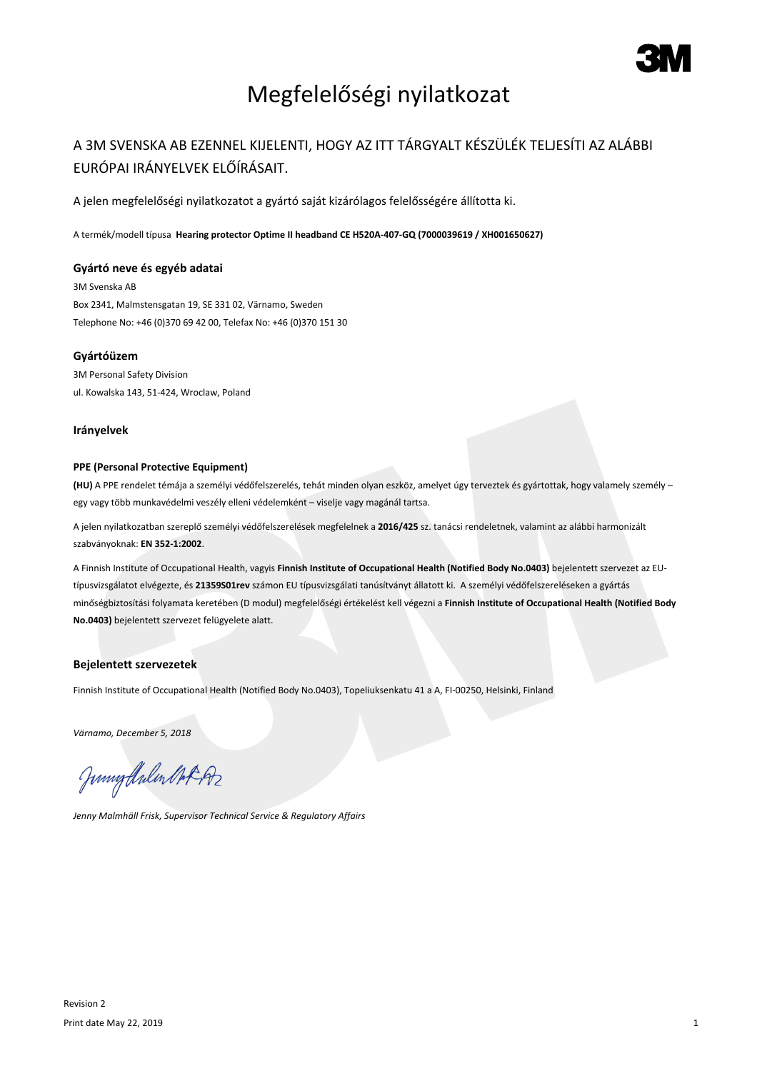# Megfelelőségi nyilatkozat

## A 3M SVENSKA AB EZENNEL KIJELENTI, HOGY AZ ITT TÁRGYALT KÉSZÜLÉK TELJESÍTI AZ ALÁBBI EURÓPAI IRÁNYELVEK ELŐÍRÁSAIT.

A jelen megfelelőségi nyilatkozatot a gyártó saját kizárólagos felelősségére állította ki.

A termék/modell típusa **Hearing protector Optime II headband CE H520A-407-GQ (7000039619 / XH001650627)**

### Gyártó neve és egyéb adatai

3M Svenska AB
Box 2341, Malmstensgatan 19, SE 331 02, Värnamo, Sweden
Telephone No: +46 (0)370 69 42 00, Telefax No: +46 (0)370 151 30

### Gyártóüzem

3M Personal Safety Division
ul. Kowalska 143, 51-424, Wroclaw, Poland

### Irányelvek

**PPE (Personal Protective Equipment)**

**(HU)** A PPE rendelet témája a személyi védőfelszerelés, tehát minden olyan eszköz, amelyet úgy terveztek és gyártottak, hogy valamely személy – egy vagy több munkavédelmi veszély elleni védelemként – viselje vagy magánál tartsa.

A jelen nyilatkozatban szereplő személyi védőfelszerelések megfelelnek a **2016/425** sz. tanácsi rendeletnek, valamint az alábbi harmonizált szabványoknak: **EN 352-1:2002**.

A Finnish Institute of Occupational Health, vagyis **Finnish Institute of Occupational Health (Notified Body No.0403)** bejelentett szervezet az EU-típusvizsgálatot elvégezte, és **21359S01rev** számon EU típusvizsgálati tanúsítványt állatott ki. A személyi védőfelszereléseken a gyártás minőségbiztosítási folyamata keretében (D modul) megfelelőségi értékelést kell végezni a **Finnish Institute of Occupational Health (Notified Body No.0403)** bejelentett szervezet felügyelete alatt.

### Bejelentett szervezetek

Finnish Institute of Occupational Health (Notified Body No.0403), Topeliuksenkatu 41 a A, FI-00250, Helsinki, Finland

*Värnamo, December 5, 2018*

*Jenny Malmhäll Frisk, Supervisor Technical Service & Regulatory Affairs*

Revision 2

Print date May 22, 2019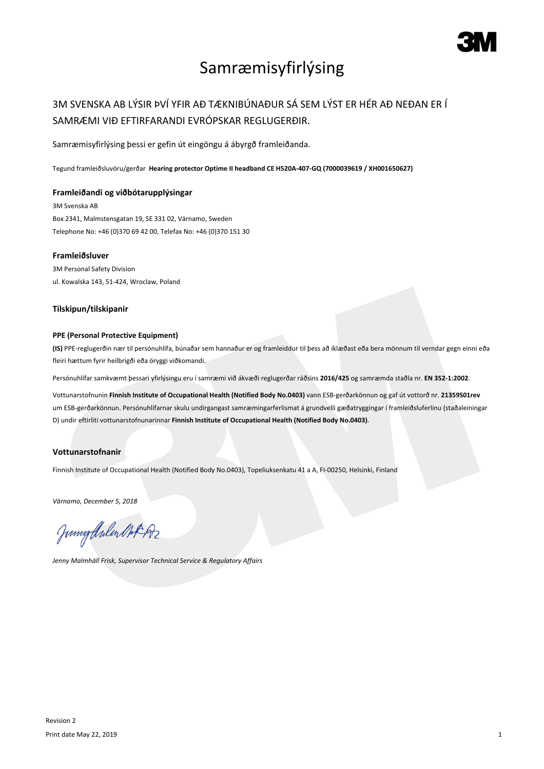# Samræmisyfirlýsing

## 3M SVENSKA AB LÝSIR ÞVÍ YFIR AÐ TÆKNIBÚNAÐUR SÁ SEM LÝST ER HÉR AÐ NEÐAN ER Í SAMRÆMI VIÐ EFTIRFARANDI EVRÓPSKAR REGLUGERÐIR.

Samræmisyfirlýsing þessi er gefin út eingöngu á ábyrgð framleiðanda.

Tegund framleiðsluvöru/gerðar **Hearing protector Optime II headband CE H520A-407-GQ (7000039619 / XH001650627)**

### Framleiðandi og viðbótarupplýsingar

3M Svenska AB
Box 2341, Malmstensgatan 19, SE 331 02, Värnamo, Sweden
Telephone No: +46 (0)370 69 42 00, Telefax No: +46 (0)370 151 30

### Framleiðsluver

3M Personal Safety Division
ul. Kowalska 143, 51-424, Wroclaw, Poland

### Tilskipun/tilskipanir

**PPE (Personal Protective Equipment)**

**(IS)** PPE-reglugerðin nær til persónuhlífa, búnaðar sem hannaður er og framleiddur til þess að íklæðast eða bera mönnum til verndar gegn einni eða fleiri hættum fyrir heilbrigði eða öryggi viðkomandi.

Persónuhlífar samkvæmt þessari yfirlýsingu eru í samræmi við ákvæði reglugerðar ráðsins **2016/425** og samræmda staðla nr. **EN 352-1:2002**.

Vottunarstofnunin **Finnish Institute of Occupational Health (Notified Body No.0403)** vann ESB-gerðarkönnun og gaf út vottorð nr. **21359S01rev** um ESB-gerðarkönnun. Persónuhlífarnar skulu undirgangast samræmingarferlismat á grundvelli gæðatryggingar í framleiðsluferlinu (staðaleiningar D) undir eftirliti vottunarstofnunarinnar **Finnish Institute of Occupational Health (Notified Body No.0403)**.

### Vottunarstofnanir

Finnish Institute of Occupational Health (Notified Body No.0403), Topeliuksenkatu 41 a A, FI-00250, Helsinki, Finland

*Värnamo, December 5, 2018*

*Jenny Malmhäll Frisk, Supervisor Technical Service & Regulatory Affairs*

Revision 2
Print date May 22, 2019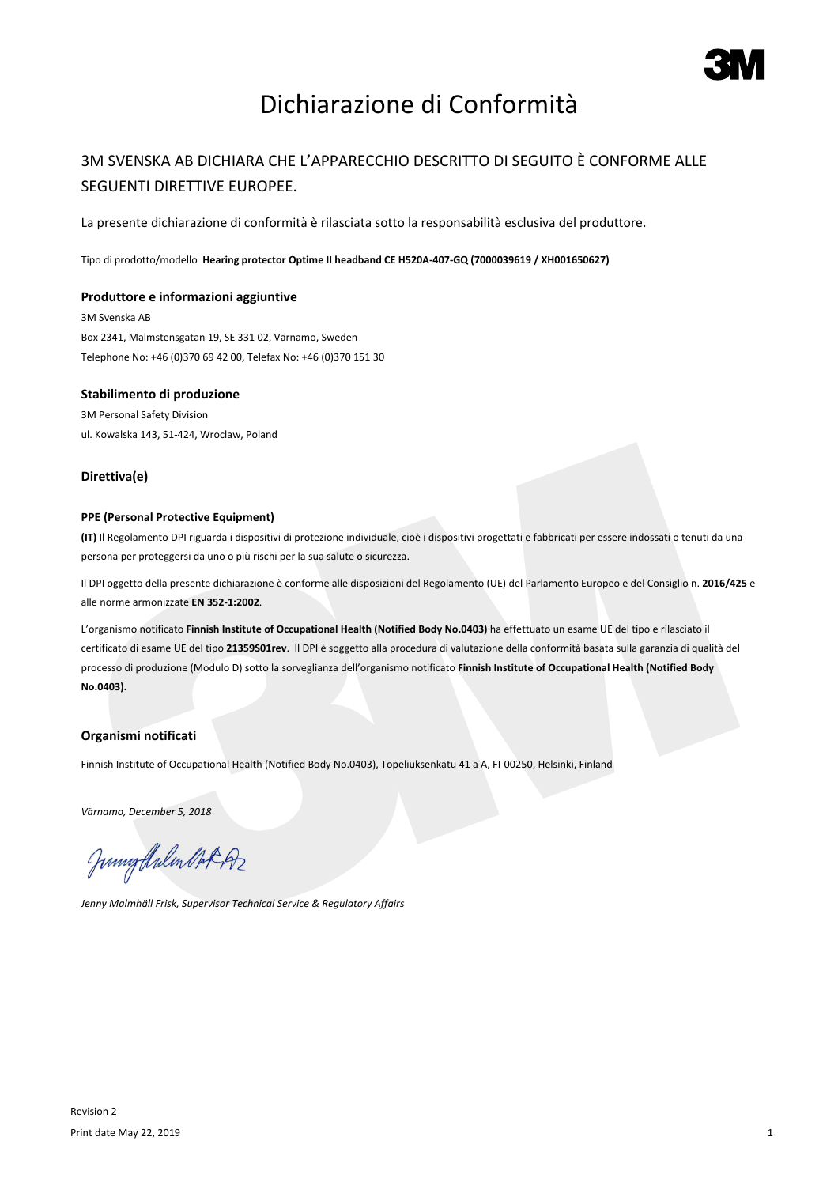# Dichiarazione di Conformità

## 3M SVENSKA AB DICHIARA CHE L'APPARECCHIO DESCRITTO DI SEGUITO È CONFORME ALLE SEGUENTI DIRETTIVE EUROPEE.

La presente dichiarazione di conformità è rilasciata sotto la responsabilità esclusiva del produttore.

Tipo di prodotto/modello **Hearing protector Optime II headband CE H520A-407-GQ (7000039619 / XH001650627)**

### Produttore e informazioni aggiuntive

3M Svenska AB
Box 2341, Malmstensgatan 19, SE 331 02, Värnamo, Sweden
Telephone No: +46 (0)370 69 42 00, Telefax No: +46 (0)370 151 30

### Stabilimento di produzione

3M Personal Safety Division
ul. Kowalska 143, 51-424, Wroclaw, Poland

### Direttiva(e)

#### PPE (Personal Protective Equipment)

**(IT)** Il Regolamento DPI riguarda i dispositivi di protezione individuale, cioè i dispositivi progettati e fabbricati per essere indossati o tenuti da una persona per proteggersi da uno o più rischi per la sua salute o sicurezza.

Il DPI oggetto della presente dichiarazione è conforme alle disposizioni del Regolamento (UE) del Parlamento Europeo e del Consiglio n. **2016/425** e alle norme armonizzate **EN 352-1:2002**.

L'organismo notificato **Finnish Institute of Occupational Health (Notified Body No.0403)** ha effettuato un esame UE del tipo e rilasciato il certificato di esame UE del tipo **21359S01rev**. Il DPI è soggetto alla procedura di valutazione della conformità basata sulla garanzia di qualità del processo di produzione (Modulo D) sotto la sorveglianza dell'organismo notificato **Finnish Institute of Occupational Health (Notified Body No.0403)**.

### Organismi notificati

Finnish Institute of Occupational Health (Notified Body No.0403), Topeliuksenkatu 41 a A, FI-00250, Helsinki, Finland

*Värnamo, December 5, 2018*

*Jenny Malmhäll Frisk, Supervisor Technical Service & Regulatory Affairs*

Revision 2
Print date May 22, 2019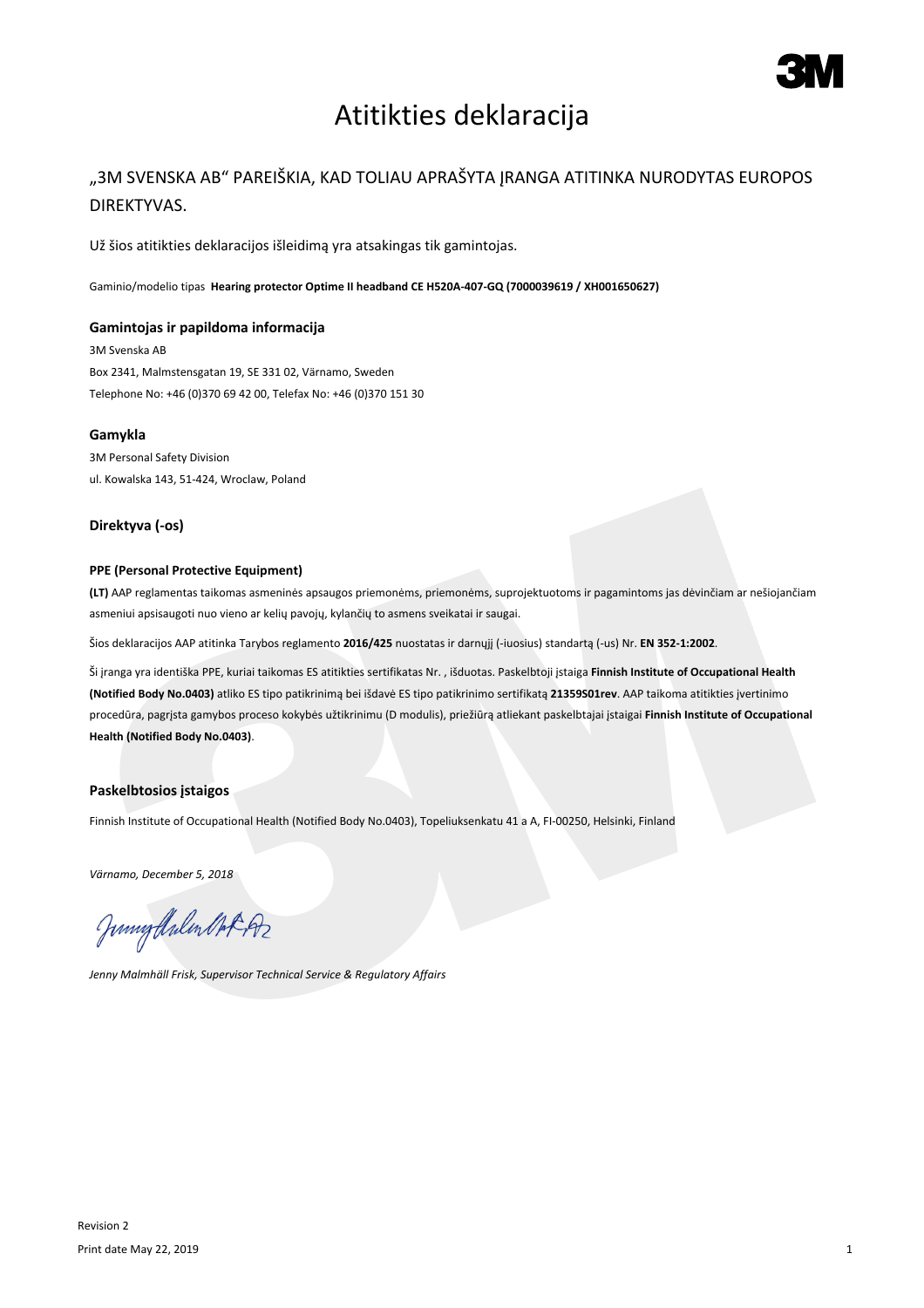# Atitikties deklaracija

„3M SVENSKA AB" PAREIŠKIA, KAD TOLIAU APRAŠYTA ĮRANGA ATITINKA NURODYTAS EUROPOS DIREKTYVAS.

Už šios atitikties deklaracijos išleidimą yra atsakingas tik gamintojas.

Gaminio/modelio tipas **Hearing protector Optime II headband CE H520A-407-GQ (7000039619 / XH001650627)**

### Gamintojas ir papildoma informacija

3M Svenska AB
Box 2341, Malmstensgatan 19, SE 331 02, Värnamo, Sweden
Telephone No: +46 (0)370 69 42 00, Telefax No: +46 (0)370 151 30

### Gamykla

3M Personal Safety Division
ul. Kowalska 143, 51-424, Wroclaw, Poland

### Direktyva (-os)

**PPE (Personal Protective Equipment)**

**(LT)** AAP reglamentas taikomas asmeninės apsaugos priemonėms, priemonėms, suprojektuotoms ir pagamintoms jas dėvinčiam ar nešiojančiam asmeniui apsisaugoti nuo vieno ar kelių pavojų, kylančių to asmens sveikatai ir saugai.

Šios deklaracijos AAP atitinka Tarybos reglamento **2016/425** nuostatas ir darnųjį (-iuosius) standartą (-us) Nr. **EN 352-1:2002**.

Ši įranga yra identiška PPE, kuriai taikomas ES atitikties sertifikatas Nr. , išduotas. Paskelbtoji įstaiga **Finnish Institute of Occupational Health (Notified Body No.0403)** atliko ES tipo patikrinimą bei išdavė ES tipo patikrinimo sertifikatą **21359S01rev**. AAP taikoma atitikties įvertinimo procedūra, pagrįsta gamybos proceso kokybės užtikrinimu (D modulis), priežiūrą atliekant paskelbtajai įstaigai **Finnish Institute of Occupational Health (Notified Body No.0403)**.

### Paskelbtosios įstaigos

Finnish Institute of Occupational Health (Notified Body No.0403), Topeliuksenkatu 41 a A, FI-00250, Helsinki, Finland

*Värnamo, December 5, 2018*

*Jenny Malmhäll Frisk, Supervisor Technical Service & Regulatory Affairs*

Revision 2
Print date May 22, 2019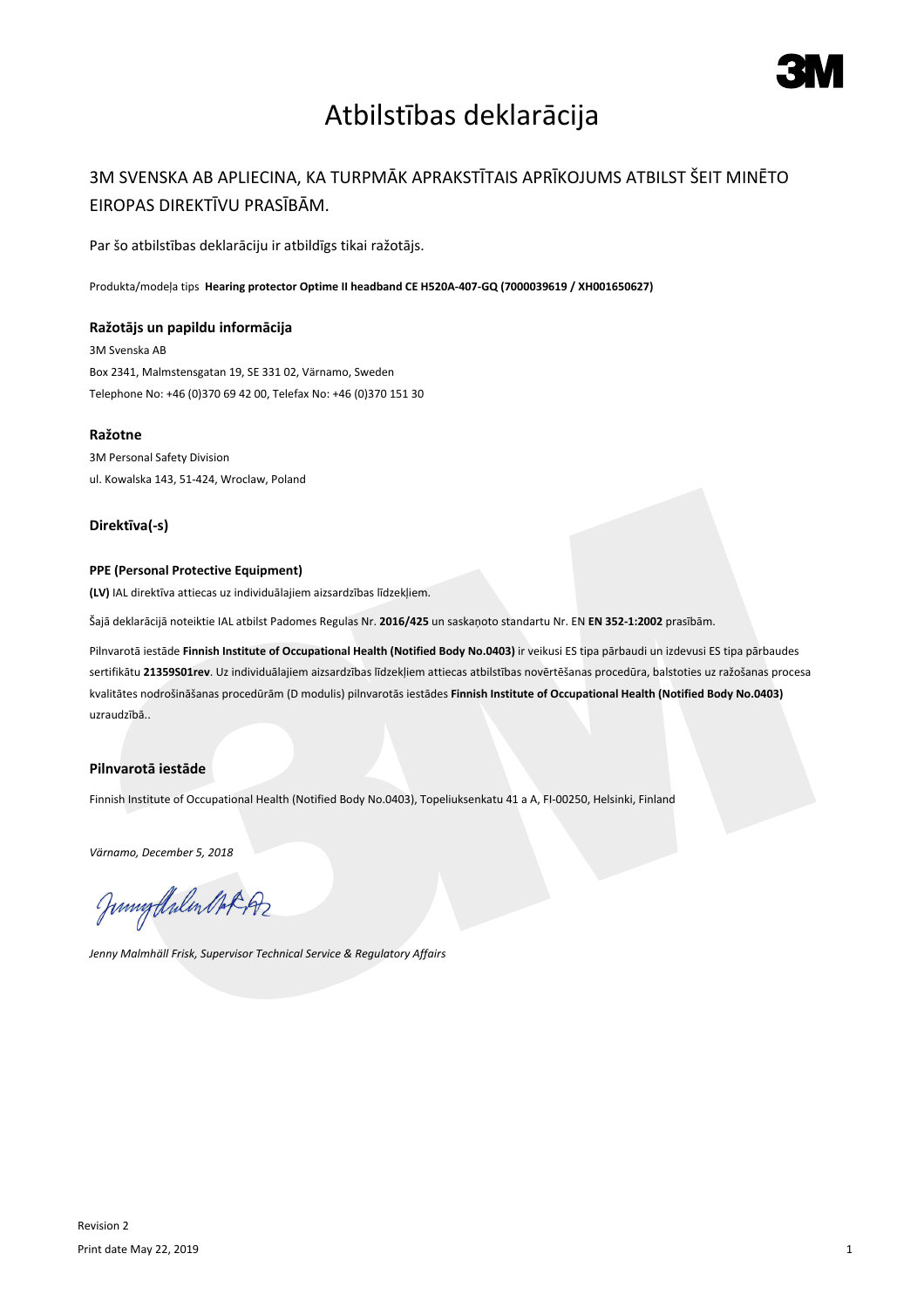# Atbilstības deklarācija

## 3M SVENSKA AB APLIECINA, KA TURPMĀK APRAKSTĪTAIS APRĪKOJUMS ATBILST ŠEIT MINĒTO EIROPAS DIREKTĪVU PRASĪBĀM.

Par šo atbilstības deklarāciju ir atbildīgs tikai ražotājs.

Produkta/modeļa tips **Hearing protector Optime II headband CE H520A-407-GQ (7000039619 / XH001650627)**

### Ražotājs un papildu informācija

3M Svenska AB
Box 2341, Malmstensgatan 19, SE 331 02, Värnamo, Sweden
Telephone No: +46 (0)370 69 42 00, Telefax No: +46 (0)370 151 30

### Ražotne

3M Personal Safety Division
ul. Kowalska 143, 51-424, Wroclaw, Poland

### Direktīva(-s)

**PPE (Personal Protective Equipment)**

**(LV)** IAL direktīva attiecas uz individuālajiem aizsardzības līdzekļiem.

Šajā deklarācijā noteiktie IAL atbilst Padomes Regulas Nr. **2016/425** un saskaņoto standartu Nr. EN **EN 352-1:2002** prasībām.

Pilnvarotā iestāde **Finnish Institute of Occupational Health (Notified Body No.0403)** ir veikusi ES tipa pārbaudi un izdevusi ES tipa pārbaudes sertifikātu **21359S01rev**. Uz individuālajiem aizsardzības līdzekļiem attiecas atbilstības novērtēšanas procedūra, balstoties uz ražošanas procesa kvalitātes nodrošināšanas procedūrām (D modulis) pilnvarotās iestādes **Finnish Institute of Occupational Health (Notified Body No.0403)** uzraudzībā..

### Pilnvarotā iestāde

Finnish Institute of Occupational Health (Notified Body No.0403), Topeliuksenkatu 41 a A, FI-00250, Helsinki, Finland

*Värnamo, December 5, 2018*

*Jenny Malmhäll Frisk, Supervisor Technical Service & Regulatory Affairs*

Revision 2
Print date May 22, 2019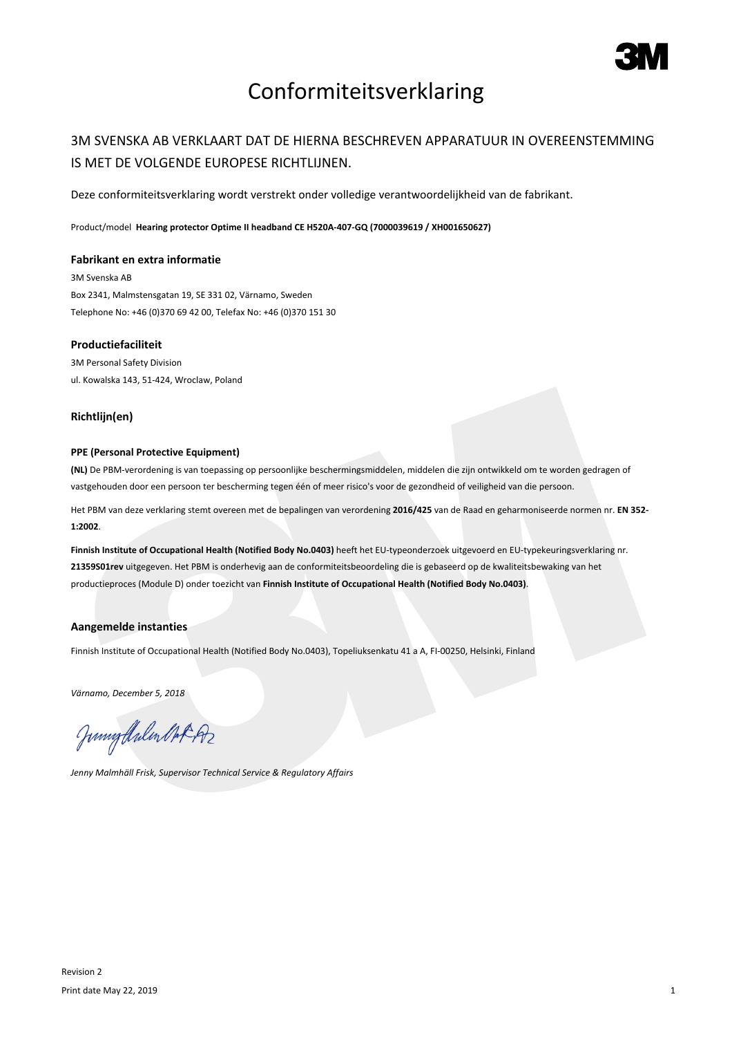# Conformiteitsverklaring

## 3M SVENSKA AB VERKLAART DAT DE HIERNA BESCHREVEN APPARATUUR IN OVEREENSTEMMING IS MET DE VOLGENDE EUROPESE RICHTLIJNEN.

Deze conformiteitsverklaring wordt verstrekt onder volledige verantwoordelijkheid van de fabrikant.

Product/model **Hearing protector Optime II headband CE H520A-407-GQ (7000039619 / XH001650627)**

### Fabrikant en extra informatie

3M Svenska AB
Box 2341, Malmstensgatan 19, SE 331 02, Värnamo, Sweden
Telephone No: +46 (0)370 69 42 00, Telefax No: +46 (0)370 151 30

### Productiefaciliteit

3M Personal Safety Division
ul. Kowalska 143, 51-424, Wroclaw, Poland

### Richtlijn(en)

**PPE (Personal Protective Equipment)**

**(NL)** De PBM-verordening is van toepassing op persoonlijke beschermingsmiddelen, middelen die zijn ontwikkeld om te worden gedragen of vastgehouden door een persoon ter bescherming tegen één of meer risico's voor de gezondheid of veiligheid van die persoon.

Het PBM van deze verklaring stemt overeen met de bepalingen van verordening **2016/425** van de Raad en geharmoniseerde normen nr. **EN 352-1:2002**.

**Finnish Institute of Occupational Health (Notified Body No.0403)** heeft het EU-typeonderzoek uitgevoerd en EU-typekeuringsverklaring nr. **21359S01rev** uitgegeven. Het PBM is onderhevig aan de conformiteitsbeoordeling die is gebaseerd op de kwaliteitsbewaking van het productieproces (Module D) onder toezicht van **Finnish Institute of Occupational Health (Notified Body No.0403)**.

### Aangemelde instanties

Finnish Institute of Occupational Health (Notified Body No.0403), Topeliuksenkatu 41 a A, FI-00250, Helsinki, Finland

*Värnamo, December 5, 2018*

*Jenny Malmhäll Frisk, Supervisor Technical Service & Regulatory Affairs*

Revision 2
Print date May 22, 2019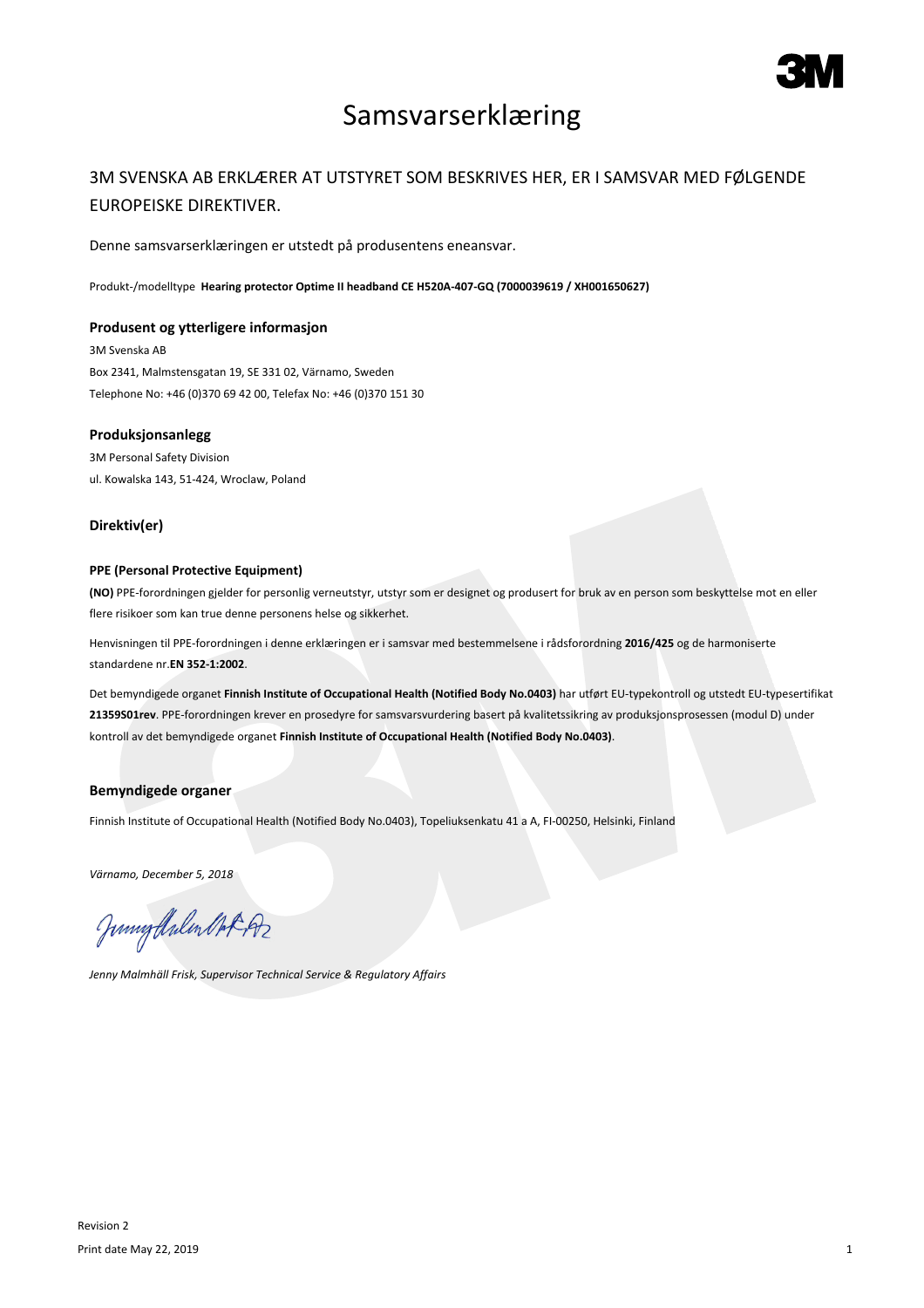# Samsvarserklæring

## 3M SVENSKA AB ERKLÆRER AT UTSTYRET SOM BESKRIVES HER, ER I SAMSVAR MED FØLGENDE EUROPEISKE DIREKTIVER.

Denne samsvarserklæringen er utstedt på produsentens eneansvar.

Produkt-/modelltype **Hearing protector Optime II headband CE H520A-407-GQ (7000039619 / XH001650627)**

### Produsent og ytterligere informasjon

3M Svenska AB
Box 2341, Malmstensgatan 19, SE 331 02, Värnamo, Sweden
Telephone No: +46 (0)370 69 42 00, Telefax No: +46 (0)370 151 30

### Produksjonsanlegg

3M Personal Safety Division
ul. Kowalska 143, 51-424, Wroclaw, Poland

### Direktiv(er)

#### PPE (Personal Protective Equipment)

**(NO)** PPE-forordningen gjelder for personlig verneutstyr, utstyr som er designet og produsert for bruk av en person som beskyttelse mot en eller flere risikoer som kan true denne personens helse og sikkerhet.

Henvisningen til PPE-forordningen i denne erklæringen er i samsvar med bestemmelsene i rådsforordning **2016/425** og de harmoniserte standardene nr.**EN 352-1:2002**.

Det bemyndigede organet **Finnish Institute of Occupational Health (Notified Body No.0403)** har utført EU-typekontroll og utstedt EU-typesertifikat **21359S01rev**. PPE-forordningen krever en prosedyre for samsvarsvurdering basert på kvalitetssikring av produksjonsprosessen (modul D) under kontroll av det bemyndigede organet **Finnish Institute of Occupational Health (Notified Body No.0403)**.

### Bemyndigede organer

Finnish Institute of Occupational Health (Notified Body No.0403), Topeliuksenkatu 41 a A, FI-00250, Helsinki, Finland

*Värnamo, December 5, 2018*

*Jenny Malmhäll Frisk, Supervisor Technical Service & Regulatory Affairs*

Revision 2
Print date May 22, 2019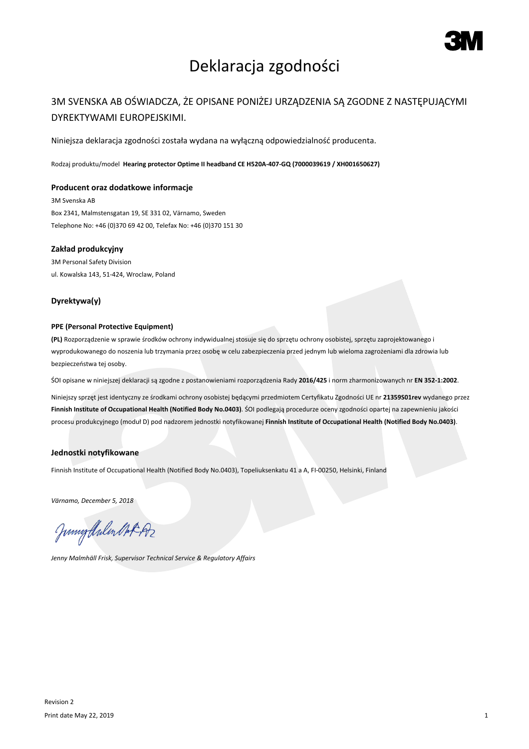# Deklaracja zgodności

## 3M SVENSKA AB OŚWIADCZA, ŻE OPISANE PONIŻEJ URZĄDZENIA SĄ ZGODNE Z NASTĘPUJĄCYMI DYREKTYWAMI EUROPEJSKIMI.

Niniejsza deklaracja zgodności została wydana na wyłączną odpowiedzialność producenta.

Rodzaj produktu/model **Hearing protector Optime II headband CE H520A-407-GQ (7000039619 / XH001650627)**

### Producent oraz dodatkowe informacje

3M Svenska AB
Box 2341, Malmstensgatan 19, SE 331 02, Värnamo, Sweden
Telephone No: +46 (0)370 69 42 00, Telefax No: +46 (0)370 151 30

### Zakład produkcyjny

3M Personal Safety Division
ul. Kowalska 143, 51-424, Wroclaw, Poland

### Dyrektywa(y)

**PPE (Personal Protective Equipment)**

**(PL)** Rozporządzenie w sprawie środków ochrony indywidualnej stosuje się do sprzętu ochrony osobistej, sprzętu zaprojektowanego i wyprodukowanego do noszenia lub trzymania przez osobę w celu zabezpieczenia przed jednym lub wieloma zagrożeniami dla zdrowia lub bezpieczeństwa tej osoby.

ŚOI opisane w niniejszej deklaracji są zgodne z postanowieniami rozporządzenia Rady **2016/425** i norm zharmonizowanych nr **EN 352-1:2002**.

Niniejszy sprzęt jest identyczny ze środkami ochrony osobistej będącymi przedmiotem Certyfikatu Zgodności UE nr **21359S01rev** wydanego przez **Finnish Institute of Occupational Health (Notified Body No.0403)**. ŚOI podlegają procedurze oceny zgodności opartej na zapewnieniu jakości procesu produkcyjnego (moduł D) pod nadzorem jednostki notyfikowanej **Finnish Institute of Occupational Health (Notified Body No.0403)**.

### Jednostki notyfikowane

Finnish Institute of Occupational Health (Notified Body No.0403), Topeliuksenkatu 41 a A, FI-00250, Helsinki, Finland

*Värnamo, December 5, 2018*

*Jenny Malmhäll Frisk, Supervisor Technical Service & Regulatory Affairs*

Revision 2
Print date May 22, 2019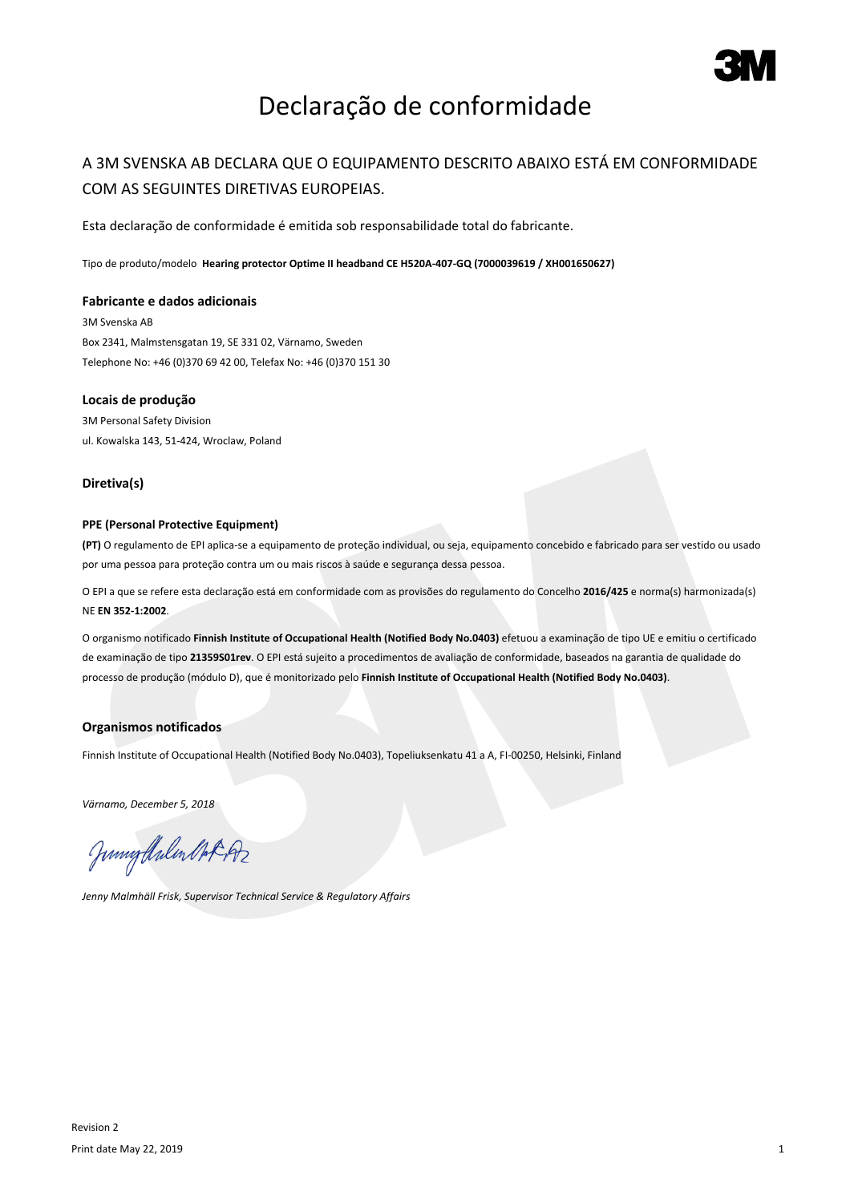# Declaração de conformidade

## A 3M SVENSKA AB DECLARA QUE O EQUIPAMENTO DESCRITO ABAIXO ESTÁ EM CONFORMIDADE COM AS SEGUINTES DIRETIVAS EUROPEIAS.

Esta declaração de conformidade é emitida sob responsabilidade total do fabricante.

Tipo de produto/modelo **Hearing protector Optime II headband CE H520A-407-GQ (7000039619 / XH001650627)**

### Fabricante e dados adicionais

3M Svenska AB
Box 2341, Malmstensgatan 19, SE 331 02, Värnamo, Sweden
Telephone No: +46 (0)370 69 42 00, Telefax No: +46 (0)370 151 30

### Locais de produção

3M Personal Safety Division
ul. Kowalska 143, 51-424, Wroclaw, Poland

### Diretiva(s)

**PPE (Personal Protective Equipment)**

**(PT)** O regulamento de EPI aplica-se a equipamento de proteção individual, ou seja, equipamento concebido e fabricado para ser vestido ou usado por uma pessoa para proteção contra um ou mais riscos à saúde e segurança dessa pessoa.

O EPI a que se refere esta declaração está em conformidade com as provisões do regulamento do Concelho **2016/425** e norma(s) harmonizada(s) NE **EN 352-1:2002**.

O organismo notificado **Finnish Institute of Occupational Health (Notified Body No.0403)** efetuou a examinação de tipo UE e emitiu o certificado de examinação de tipo **21359S01rev**. O EPI está sujeito a procedimentos de avaliação de conformidade, baseados na garantia de qualidade do processo de produção (módulo D), que é monitorizado pelo **Finnish Institute of Occupational Health (Notified Body No.0403)**.

### Organismos notificados

Finnish Institute of Occupational Health (Notified Body No.0403), Topeliuksenkatu 41 a A, FI-00250, Helsinki, Finland

*Värnamo, December 5, 2018*

*Jenny Malmhäll Frisk, Supervisor Technical Service & Regulatory Affairs*

Revision 2
Print date May 22, 2019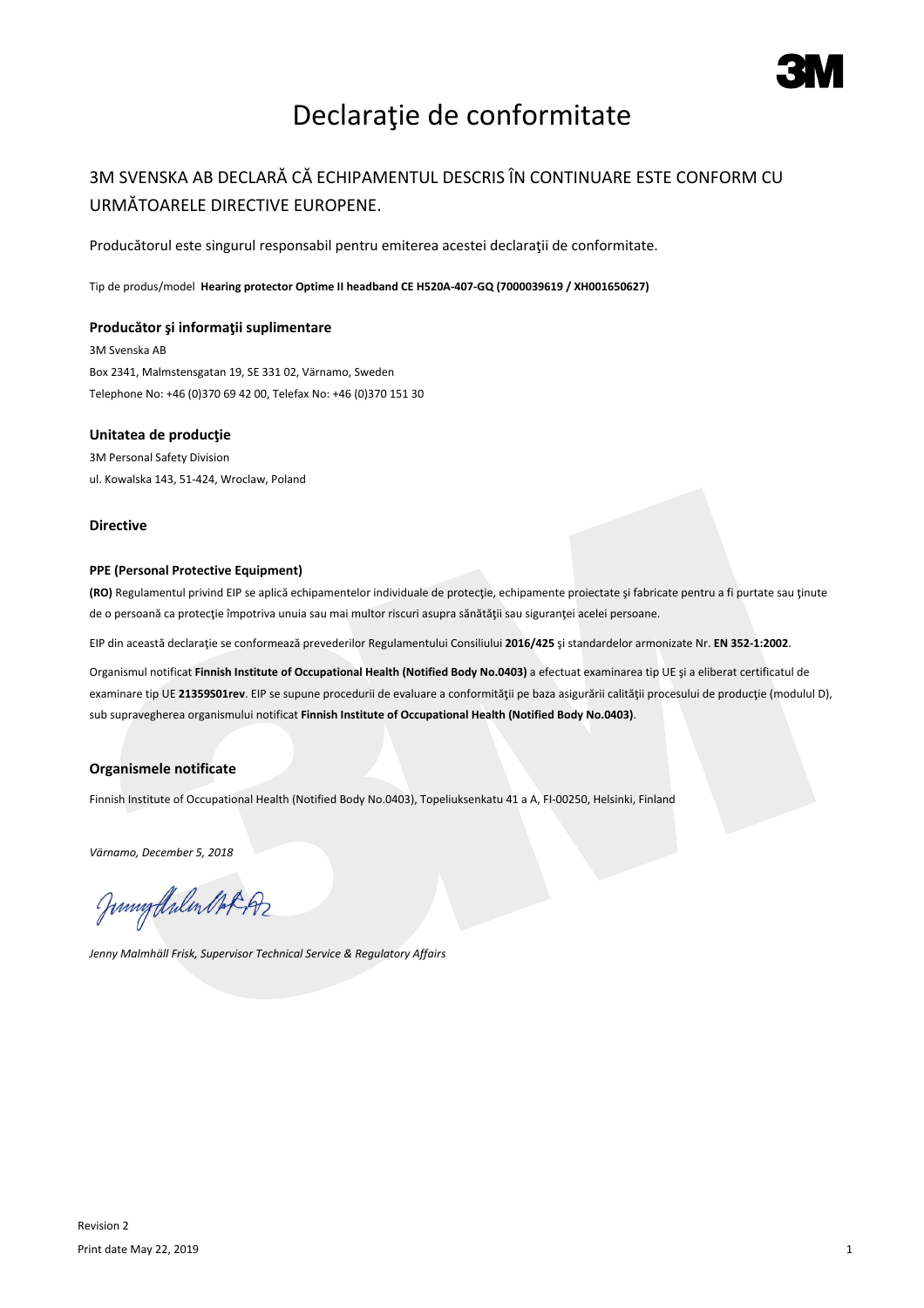# Declaraţie de conformitate

## 3M SVENSKA AB DECLARĂ CĂ ECHIPAMENTUL DESCRIS ÎN CONTINUARE ESTE CONFORM CU URMĂTOARELE DIRECTIVE EUROPENE.

Producătorul este singurul responsabil pentru emiterea acestei declaraţii de conformitate.

Tip de produs/model **Hearing protector Optime II headband CE H520A-407-GQ (7000039619 / XH001650627)**

### Producător şi informaţii suplimentare

3M Svenska AB
Box 2341, Malmstensgatan 19, SE 331 02, Värnamo, Sweden
Telephone No: +46 (0)370 69 42 00, Telefax No: +46 (0)370 151 30

### Unitatea de producţie

3M Personal Safety Division
ul. Kowalska 143, 51-424, Wroclaw, Poland

### Directive

#### PPE (Personal Protective Equipment)

**(RO)** Regulamentul privind EIP se aplică echipamentelor individuale de protecţie, echipamente proiectate şi fabricate pentru a fi purtate sau ţinute de o persoană ca protecţie împotriva unuia sau mai multor riscuri asupra sănătăţii sau siguranţei acelei persoane.

EIP din această declaraţie se conformează prevederilor Regulamentului Consiliului **2016/425** şi standardelor armonizate Nr. **EN 352-1:2002**.

Organismul notificat **Finnish Institute of Occupational Health (Notified Body No.0403)** a efectuat examinarea tip UE şi a eliberat certificatul de examinare tip UE **21359S01rev**. EIP se supune procedurii de evaluare a conformităţii pe baza asigurării calităţii procesului de producţie (modulul D), sub supravegherea organismului notificat **Finnish Institute of Occupational Health (Notified Body No.0403)**.

### Organismele notificate

Finnish Institute of Occupational Health (Notified Body No.0403), Topeliuksenkatu 41 a A, FI-00250, Helsinki, Finland

*Värnamo, December 5, 2018*

*Jenny Malmhäll Frisk, Supervisor Technical Service & Regulatory Affairs*

Revision 2
Print date May 22, 2019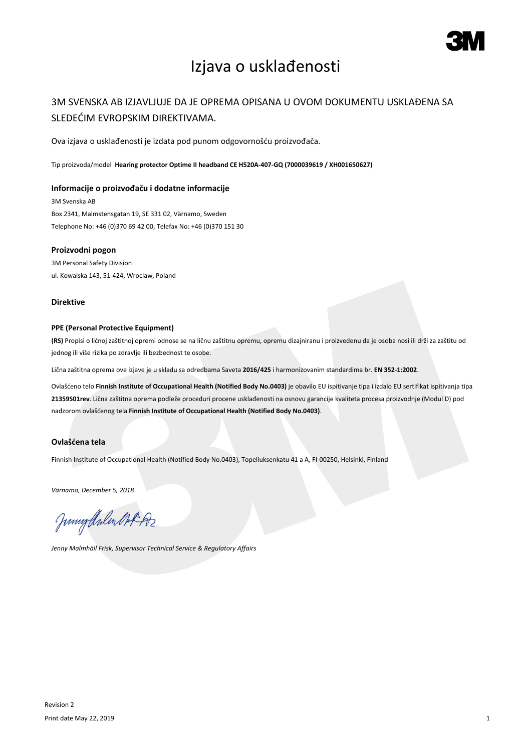# Izjava o usklađenosti

## 3M SVENSKA AB IZJAVLJUJE DA JE OPREMA OPISANA U OVOM DOKUMENTU USKLAĐENA SA SLEDEĆIM EVROPSKIM DIREKTIVAMA.

Ova izjava o usklađenosti je izdata pod punom odgovornošću proizvođača.

Tip proizvoda/model **Hearing protector Optime II headband CE H520A-407-GQ (7000039619 / XH001650627)**

### Informacije o proizvođaču i dodatne informacije

3M Svenska AB
Box 2341, Malmstensgatan 19, SE 331 02, Värnamo, Sweden
Telephone No: +46 (0)370 69 42 00, Telefax No: +46 (0)370 151 30

### Proizvodni pogon

3M Personal Safety Division
ul. Kowalska 143, 51-424, Wroclaw, Poland

### Direktive

**PPE (Personal Protective Equipment)**

**(RS)** Propisi o ličnoj zaštitnoj opremi odnose se na ličnu zaštitnu opremu, opremu dizajniranu i proizvedenu da je osoba nosi ili drži za zaštitu od jednog ili više rizika po zdravlje ili bezbednost te osobe.

Lična zaštitna oprema ove izjave je u skladu sa odredbama Saveta **2016/425** i harmonizovanim standardima br. **EN 352-1:2002**.

Ovlašćeno telo **Finnish Institute of Occupational Health (Notified Body No.0403)** je obavilo EU ispitivanje tipa i izdalo EU sertifikat ispitivanja tipa **21359S01rev**. Lična zaštitna oprema podleže proceduri procene usklađenosti na osnovu garancije kvaliteta procesa proizvodnje (Modul D) pod nadzorom ovlašćenog tela **Finnish Institute of Occupational Health (Notified Body No.0403)**.

### Ovlašćena tela

Finnish Institute of Occupational Health (Notified Body No.0403), Topeliuksenkatu 41 a A, FI-00250, Helsinki, Finland

*Värnamo, December 5, 2018*

*Jenny Malmhäll Frisk, Supervisor Technical Service & Regulatory Affairs*

Revision 2
Print date May 22, 2019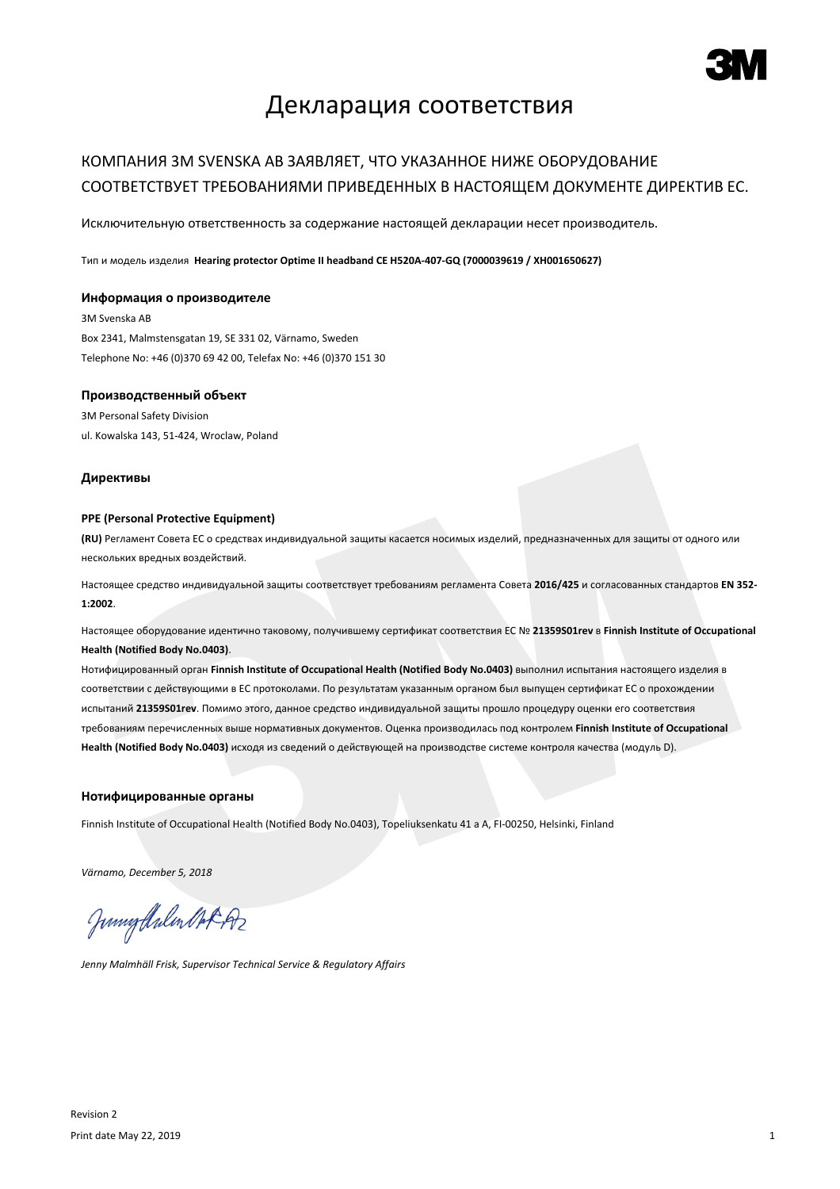# Декларация соответствия

## КОМПАНИЯ 3M SVENSKA AB ЗАЯВЛЯЕТ, ЧТО УКАЗАННОЕ НИЖЕ ОБОРУДОВАНИЕ СООТВЕТСТВУЕТ ТРЕБОВАНИЯМИ ПРИВЕДЕННЫХ В НАСТОЯЩЕМ ДОКУМЕНТЕ ДИРЕКТИВ ЕС.

Исключительную ответственность за содержание настоящей декларации несет производитель.

Тип и модель изделия **Hearing protector Optime II headband CE H520A-407-GQ (7000039619 / XH001650627)**

### Информация о производителе

3M Svenska AB
Box 2341, Malmstensgatan 19, SE 331 02, Värnamo, Sweden
Telephone No: +46 (0)370 69 42 00, Telefax No: +46 (0)370 151 30

### Производственный объект

3M Personal Safety Division
ul. Kowalska 143, 51-424, Wroclaw, Poland

### Директивы

#### PPE (Personal Protective Equipment)

**(RU)** Регламент Совета ЕС о средствах индивидуальной защиты касается носимых изделий, предназначенных для защиты от одного или нескольких вредных воздействий.

Настоящее средство индивидуальной защиты соответствует требованиям регламента Совета **2016/425** и согласованных стандартов **EN 352-1:2002**.

Настоящее оборудование идентично таковому, получившему сертификат соответствия ЕС № **21359S01rev** в **Finnish Institute of Occupational Health (Notified Body No.0403)**.
Нотифицированный орган **Finnish Institute of Occupational Health (Notified Body No.0403)** выполнил испытания настоящего изделия в соответствии с действующими в ЕС протоколами. По результатам указанным органом был выпущен сертификат ЕС о прохождении испытаний **21359S01rev**. Помимо этого, данное средство индивидуальной защиты прошло процедуру оценки его соответствия требованиям перечисленных выше нормативных документов. Оценка производилась под контролем **Finnish Institute of Occupational Health (Notified Body No.0403)** исходя из сведений о действующей на производстве системе контроля качества (модуль D).

### Нотифицированные органы

Finnish Institute of Occupational Health (Notified Body No.0403), Topeliuksenkatu 41 a A, FI-00250, Helsinki, Finland

*Värnamo, December 5, 2018*

*Jenny Malmhäll Frisk, Supervisor Technical Service & Regulatory Affairs*

Revision 2
Print date May 22, 2019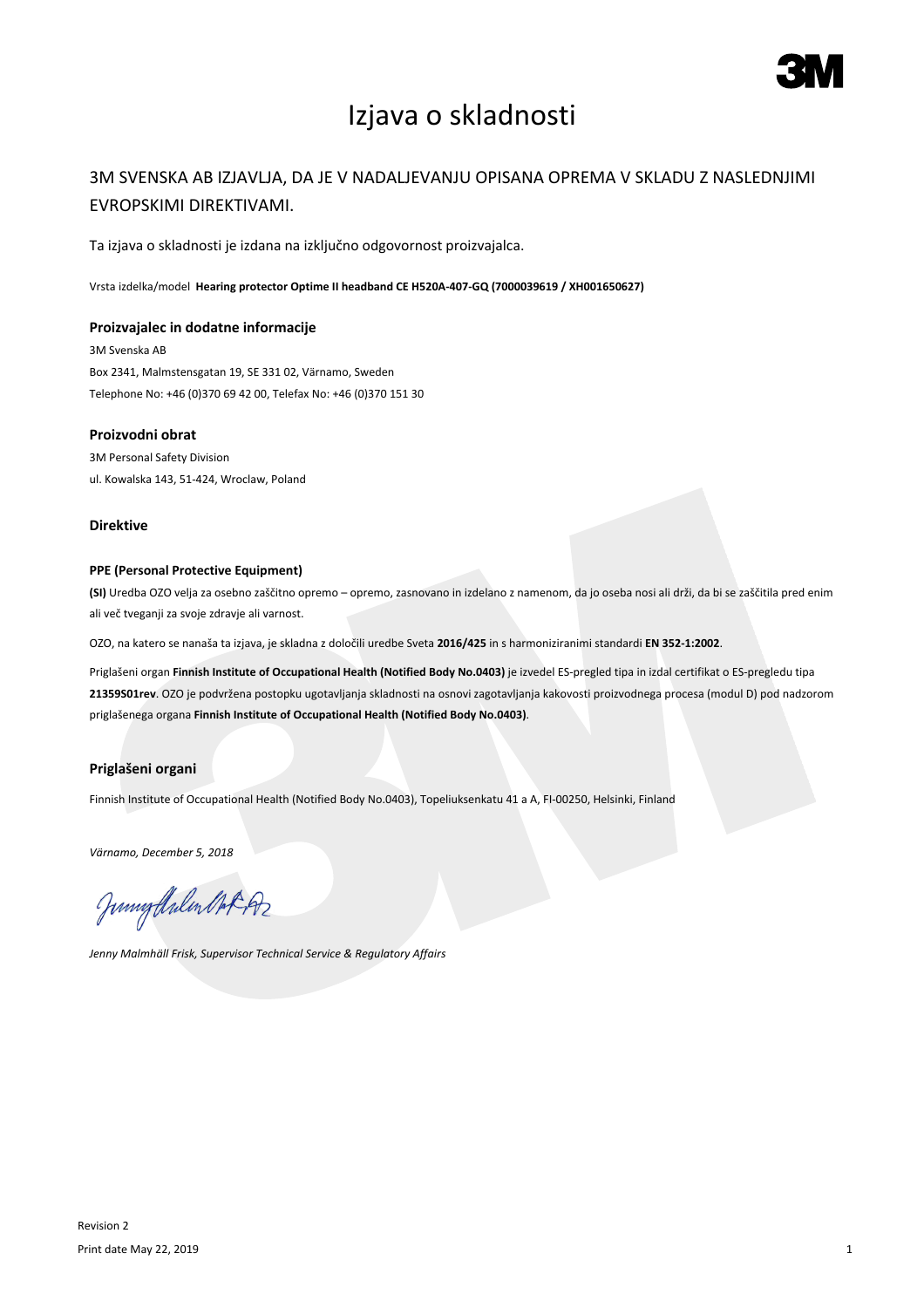# Izjava o skladnosti

## 3M SVENSKA AB IZJAVLJA, DA JE V NADALJEVANJU OPISANA OPREMA V SKLADU Z NASLEDNJIMI EVROPSKIMI DIREKTIVAMI.

Ta izjava o skladnosti je izdana na izključno odgovornost proizvajalca.

Vrsta izdelka/model **Hearing protector Optime II headband CE H520A-407-GQ (7000039619 / XH001650627)**

### Proizvajalec in dodatne informacije

3M Svenska AB
Box 2341, Malmstensgatan 19, SE 331 02, Värnamo, Sweden
Telephone No: +46 (0)370 69 42 00, Telefax No: +46 (0)370 151 30

### Proizvodni obrat

3M Personal Safety Division
ul. Kowalska 143, 51-424, Wroclaw, Poland

### Direktive

#### PPE (Personal Protective Equipment)

**(SI)** Uredba OZO velja za osebno zaščitno opremo – opremo, zasnovano in izdelano z namenom, da jo oseba nosi ali drži, da bi se zaščitila pred enim ali več tveganji za svoje zdravje ali varnost.

OZO, na katero se nanaša ta izjava, je skladna z določili uredbe Sveta **2016/425** in s harmoniziranimi standardi **EN 352-1:2002**.

Priglašeni organ **Finnish Institute of Occupational Health (Notified Body No.0403)** je izvedel ES-pregled tipa in izdal certifikat o ES-pregledu tipa **21359S01rev**. OZO je podvržena postopku ugotavljanja skladnosti na osnovi zagotavljanja kakovosti proizvodnega procesa (modul D) pod nadzorom priglašenega organa **Finnish Institute of Occupational Health (Notified Body No.0403)**.

### Priglašeni organi

Finnish Institute of Occupational Health (Notified Body No.0403), Topeliuksenkatu 41 a A, FI-00250, Helsinki, Finland

*Värnamo, December 5, 2018*

*Jenny Malmhäll Frisk, Supervisor Technical Service & Regulatory Affairs*

Revision 2
Print date May 22, 2019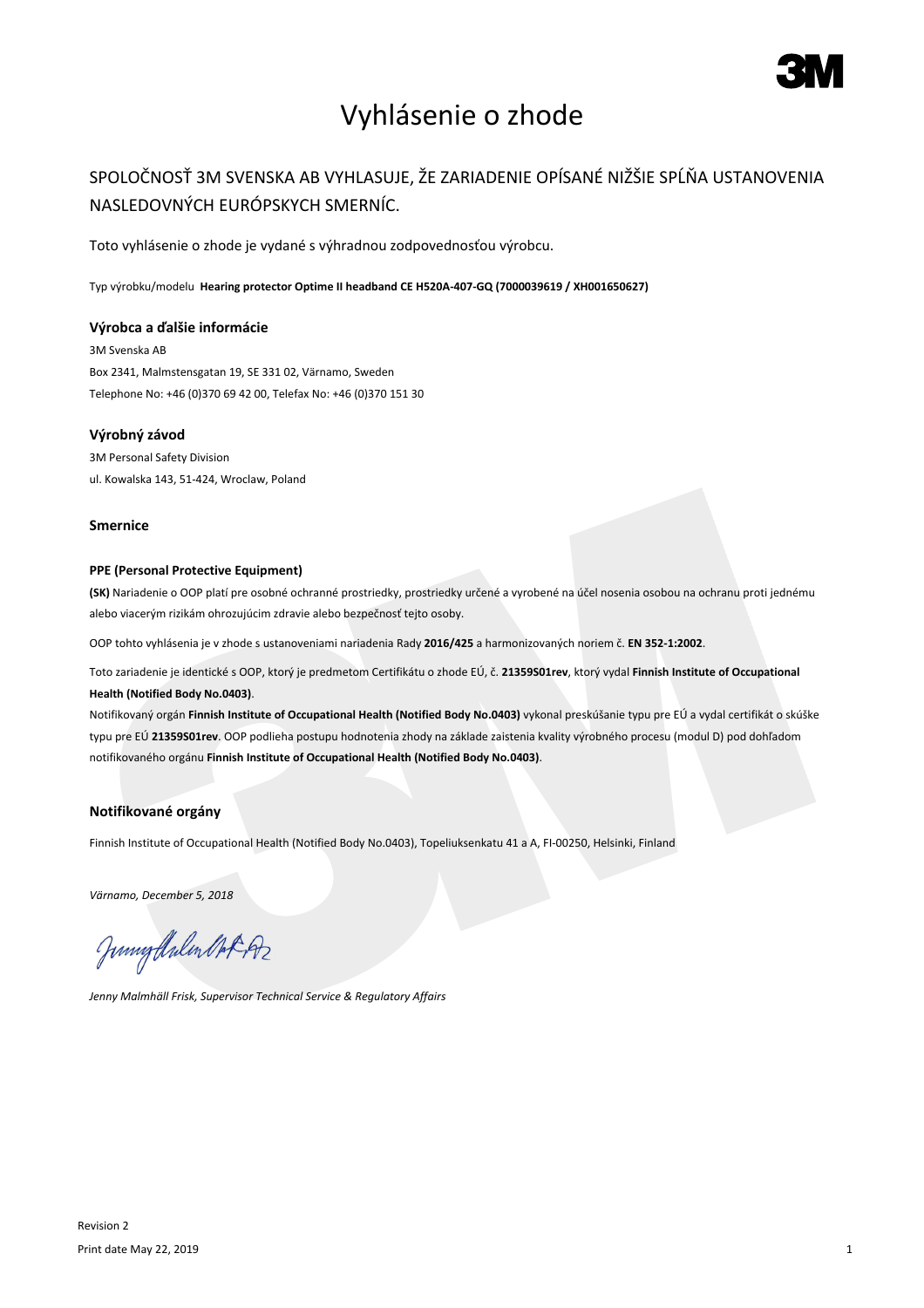# Vyhlásenie o zhode

## SPOLOČNOSŤ 3M SVENSKA AB VYHLASUJE, ŽE ZARIADENIE OPÍSANÉ NIŽŠIE SPĹŇA USTANOVENIA NASLEDOVNÝCH EURÓPSKYCH SMERNÍC.

Toto vyhlásenie o zhode je vydané s výhradnou zodpovednosťou výrobcu.

Typ výrobku/modelu **Hearing protector Optime II headband CE H520A-407-GQ (7000039619 / XH001650627)**

### Výrobca a ďalšie informácie

3M Svenska AB
Box 2341, Malmstensgatan 19, SE 331 02, Värnamo, Sweden
Telephone No: +46 (0)370 69 42 00, Telefax No: +46 (0)370 151 30

### Výrobný závod

3M Personal Safety Division
ul. Kowalska 143, 51-424, Wroclaw, Poland

### Smernice

#### PPE (Personal Protective Equipment)

**(SK)** Nariadenie o OOP platí pre osobné ochranné prostriedky, prostriedky určené a vyrobené na účel nosenia osobou na ochranu proti jednému alebo viacerým rizikám ohrozujúcim zdravie alebo bezpečnosť tejto osoby.

OOP tohto vyhlásenia je v zhode s ustanoveniami nariadenia Rady **2016/425** a harmonizovaných noriem č. **EN 352-1:2002**.

Toto zariadenie je identické s OOP, ktorý je predmetom Certifikátu o zhode EÚ, č. **21359S01rev**, ktorý vydal **Finnish Institute of Occupational Health (Notified Body No.0403)**.
Notifikovaný orgán **Finnish Institute of Occupational Health (Notified Body No.0403)** vykonal preskúšanie typu pre EÚ a vydal certifikát o skúške typu pre EÚ **21359S01rev**. OOP podlieha postupu hodnotenia zhody na základe zaistenia kvality výrobného procesu (modul D) pod dohľadom notifikovaného orgánu **Finnish Institute of Occupational Health (Notified Body No.0403)**.

### Notifikované orgány

Finnish Institute of Occupational Health (Notified Body No.0403), Topeliuksenkatu 41 a A, FI-00250, Helsinki, Finland

*Värnamo, December 5, 2018*

*Jenny Malmhäll Frisk, Supervisor Technical Service & Regulatory Affairs*

Revision 2
Print date May 22, 2019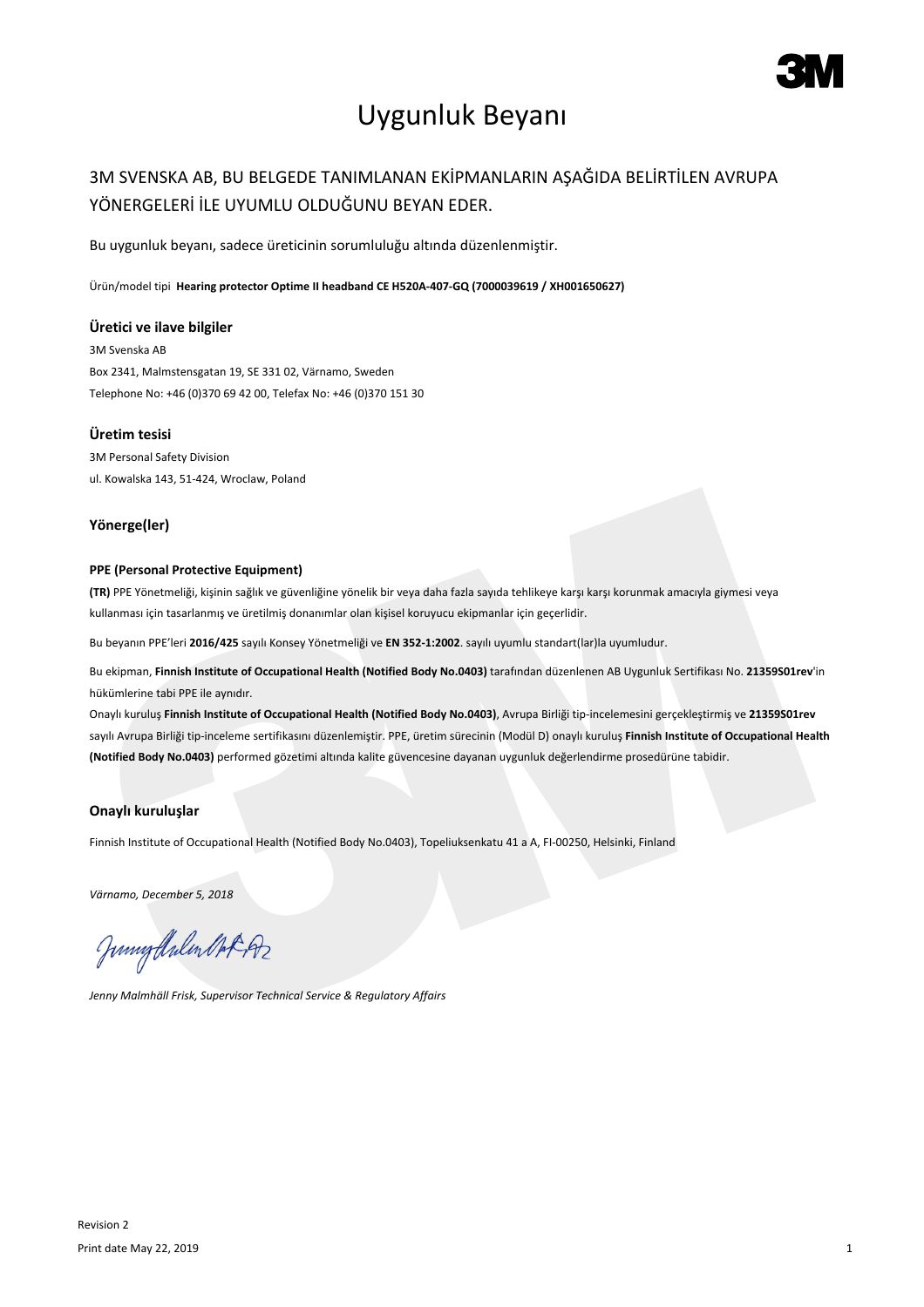# Uygunluk Beyanı

## 3M SVENSKA AB, BU BELGEDE TANIMLANAN EKİPMANLARIN AŞAĞIDA BELİRTİLEN AVRUPA YÖNERGELERİ İLE UYUMLU OLDUĞUNU BEYAN EDER.

Bu uygunluk beyanı, sadece üreticinin sorumluluğu altında düzenlenmiştir.

Ürün/model tipi **Hearing protector Optime II headband CE H520A-407-GQ (7000039619 / XH001650627)**

### Üretici ve ilave bilgiler

3M Svenska AB
Box 2341, Malmstensgatan 19, SE 331 02, Värnamo, Sweden
Telephone No: +46 (0)370 69 42 00, Telefax No: +46 (0)370 151 30

### Üretim tesisi

3M Personal Safety Division
ul. Kowalska 143, 51-424, Wroclaw, Poland

### Yönerge(ler)

**PPE (Personal Protective Equipment)**

**(TR)** PPE Yönetmeliği, kişinin sağlık ve güvenliğine yönelik bir veya daha fazla sayıda tehlikeye karşı korunmak amacıyla giymesi veya kullanması için tasarlanmış ve üretilmiş donanımlar olan kişisel koruyucu ekipmanlar için geçerlidir.

Bu beyanın PPE'leri **2016/425** sayılı Konsey Yönetmeliği ve **EN 352-1:2002**. sayılı uyumlu standart(lar)la uyumludur.

Bu ekipman, **Finnish Institute of Occupational Health (Notified Body No.0403)** tarafından düzenlenen AB Uygunluk Sertifikası No. **21359S01rev**'in hükümlerine tabi PPE ile aynıdır.

Onaylı kuruluş **Finnish Institute of Occupational Health (Notified Body No.0403)**, Avrupa Birliği tip-incelemesini gerçekleştirmiş ve **21359S01rev** sayılı Avrupa Birliği tip-inceleme sertifikasını düzenlemiştir. PPE, üretim sürecinin (Modül D) onaylı kuruluş **Finnish Institute of Occupational Health (Notified Body No.0403)** performed gözetimi altında kalite güvencesine dayanan uygunluk değerlendirme prosedürüne tabidir.

### Onaylı kuruluşlar

Finnish Institute of Occupational Health (Notified Body No.0403), Topeliuksenkatu 41 a A, FI-00250, Helsinki, Finland

*Värnamo, December 5, 2018*

*Jenny Malmhäll Frisk, Supervisor Technical Service & Regulatory Affairs*

Revision 2
Print date May 22, 2019